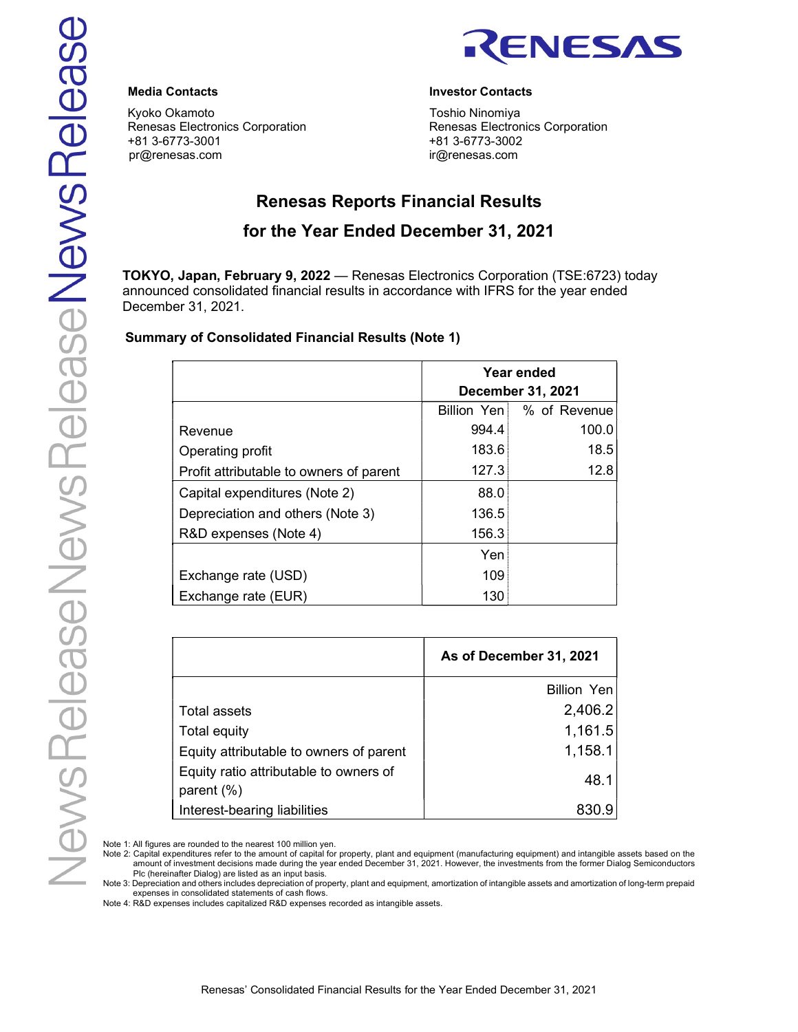**Media Contacts**

Kyoko Okamoto
Renesas Electronics Corporation
+81 3-6773-3001
pr@renesas.com

**Investor Contacts**

Toshio Ninomiya
Renesas Electronics Corporation
+81 3-6773-3002
ir@renesas.com

# Renesas Reports Financial Results for the Year Ended December 31, 2021

**TOKYO, Japan, February 9, 2022** — Renesas Electronics Corporation (TSE:6723) today announced consolidated financial results in accordance with IFRS for the year ended December 31, 2021.

**Summary of Consolidated Financial Results (Note 1)**

| | Year ended December 31, 2021 | |
|---|---|---|
| | Billion Yen | % of Revenue |
| Revenue | 994.4 | 100.0 |
| Operating profit | 183.6 | 18.5 |
| Profit attributable to owners of parent | 127.3 | 12.8 |
| Capital expenditures (Note 2) | 88.0 | |
| Depreciation and others (Note 3) | 136.5 | |
| R&D expenses (Note 4) | 156.3 | |
| | Yen | |
| Exchange rate (USD) | 109 | |
| Exchange rate (EUR) | 130 | |

| | As of December 31, 2021 |
|---|---|
| | Billion Yen |
| Total assets | 2,406.2 |
| Total equity | 1,161.5 |
| Equity attributable to owners of parent | 1,158.1 |
| Equity ratio attributable to owners of parent (%) | 48.1 |
| Interest-bearing liabilities | 830.9 |

Note 1: All figures are rounded to the nearest 100 million yen.
Note 2: Capital expenditures refer to the amount of capital for property, plant and equipment (manufacturing equipment) and intangible assets based on the amount of investment decisions made during the year ended December 31, 2021. However, the investments from the former Dialog Semiconductors Plc (hereinafter Dialog) are listed as an input basis.
Note 3: Depreciation and others includes depreciation of property, plant and equipment, amortization of intangible assets and amortization of long-term prepaid expenses in consolidated statements of cash flows.
Note 4: R&D expenses includes capitalized R&D expenses recorded as intangible assets.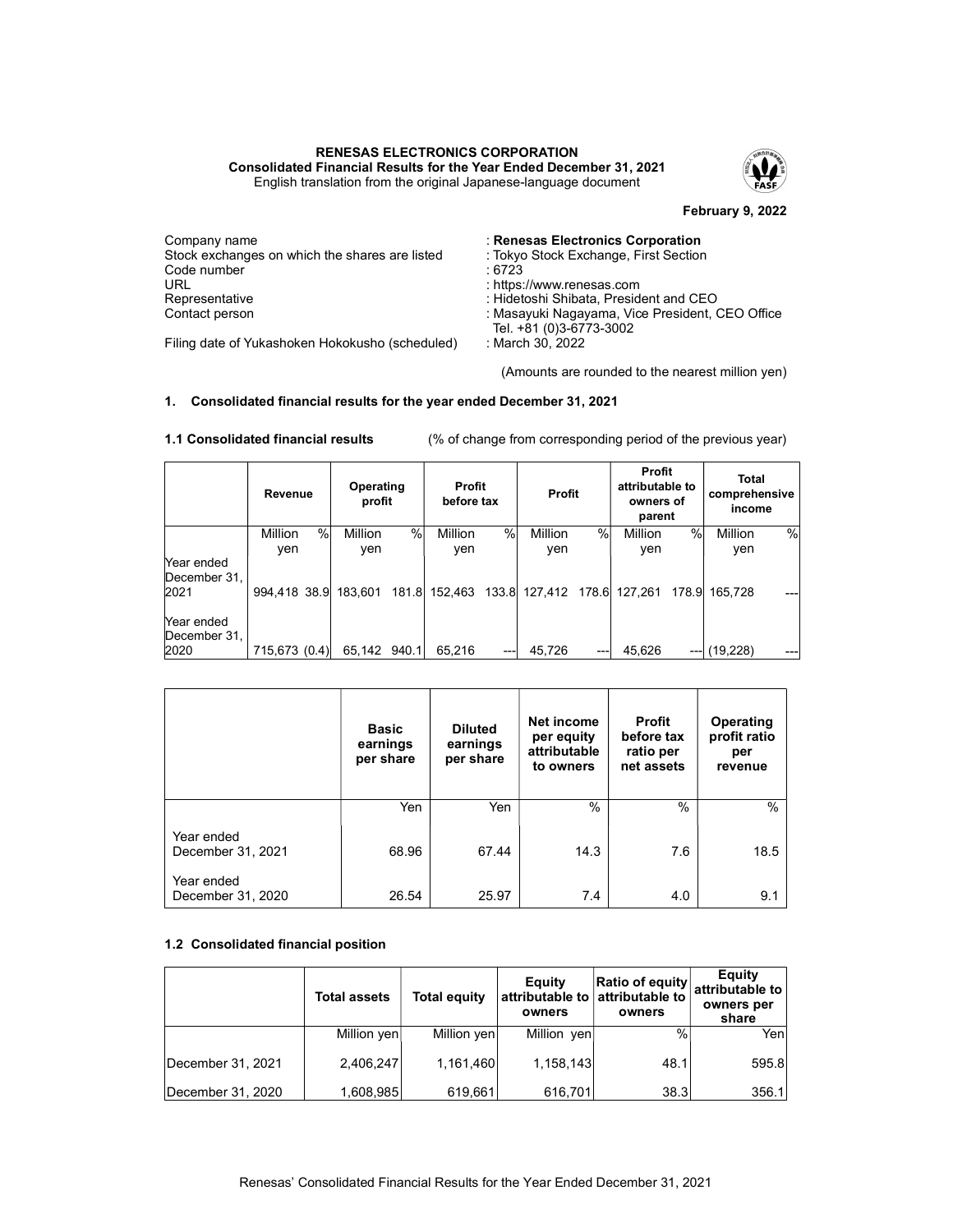**RENESAS ELECTRONICS CORPORATION**
**Consolidated Financial Results for the Year Ended December 31, 2021**
English translation from the original Japanese-language document

**February 9, 2022**

| | |
|---|---|
| Company name | : **Renesas Electronics Corporation** |
| Stock exchanges on which the shares are listed | : Tokyo Stock Exchange, First Section |
| Code number | : 6723 |
| URL | : https://www.renesas.com |
| Representative | : Hidetoshi Shibata, President and CEO |
| Contact person | : Masayuki Nagayama, Vice President, CEO Office Tel. +81 (0)3-6773-3002 |
| Filing date of Yukashoken Hokokusho (scheduled) | : March 30, 2022 |

(Amounts are rounded to the nearest million yen)

## 1. Consolidated financial results for the year ended December 31, 2021

**1.1 Consolidated financial results** (% of change from corresponding period of the previous year)

| | Revenue | | Operating profit | | Profit before tax | | Profit | | Profit attributable to owners of parent | | Total comprehensive income | |
|---|---|---|---|---|---|---|---|---|---|---|---|---|
| | Million yen | % | Million yen | % | Million yen | % | Million yen | % | Million yen | % | Million yen | % |
| Year ended December 31, 2021 | 994,418 | 38.9 | 183,601 | 181.8 | 152,463 | 133.8 | 127,412 | 178.6 | 127,261 | 178.9 | 165,728 | --- |
| Year ended December 31, 2020 | 715,673 | (0.4) | 65,142 | 940.1 | 65,216 | --- | 45,726 | --- | 45,626 | --- | (19,228) | --- |

| | Basic earnings per share | Diluted earnings per share | Net income per equity attributable to owners | Profit before tax ratio per net assets | Operating profit ratio per revenue |
|---|---|---|---|---|---|
| | Yen | Yen | % | % | % |
| Year ended December 31, 2021 | 68.96 | 67.44 | 14.3 | 7.6 | 18.5 |
| Year ended December 31, 2020 | 26.54 | 25.97 | 7.4 | 4.0 | 9.1 |

### 1.2 Consolidated financial position

| | Total assets | Total equity | Equity attributable to owners | Ratio of equity attributable to owners | Equity attributable to owners per share |
|---|---|---|---|---|---|
| | Million yen | Million yen | Million yen | % | Yen |
| December 31, 2021 | 2,406,247 | 1,161,460 | 1,158,143 | 48.1 | 595.8 |
| December 31, 2020 | 1,608,985 | 619,661 | 616,701 | 38.3 | 356.1 |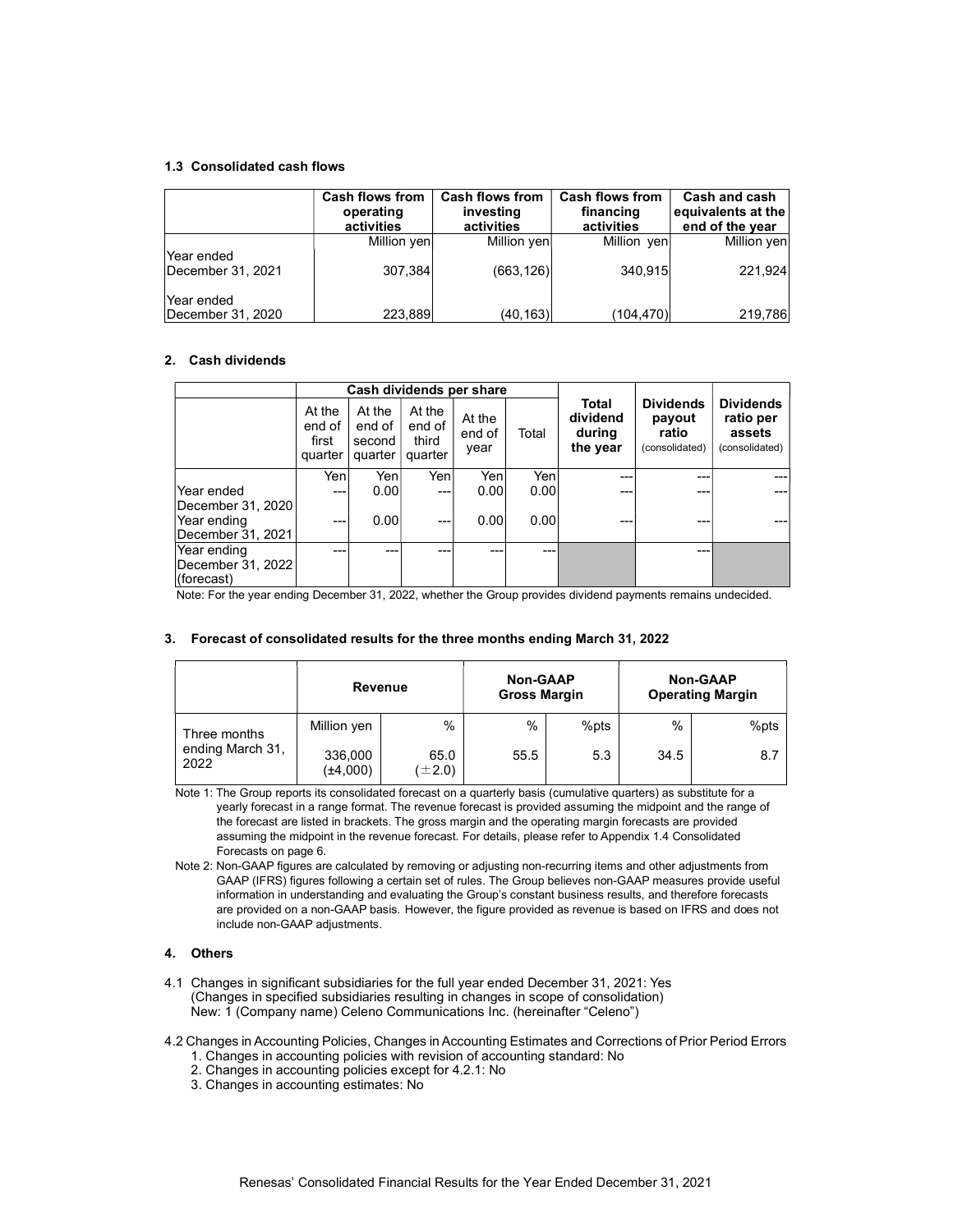### 1.3 Consolidated cash flows

| | Cash flows from operating activities | Cash flows from investing activities | Cash flows from financing activities | Cash and cash equivalents at the end of the year |
|---|---|---|---|---|
| | Million yen | Million yen | Million yen | Million yen |
| Year ended December 31, 2021 | 307,384 | (663,126) | 340,915 | 221,924 |
| Year ended December 31, 2020 | 223,889 | (40,163) | (104,470) | 219,786 |

### 2. Cash dividends

| | Cash dividends per share | | | | | Total dividend during the year | Dividends payout ratio (consolidated) | Dividends ratio per assets (consolidated) |
|---|---|---|---|---|---|---|---|---|
| | At the end of first quarter | At the end of second quarter | At the end of third quarter | At the end of year | Total | | | |
| | Yen | Yen | Yen | Yen | Yen | --- | --- | --- |
| Year ended December 31, 2020 | --- | 0.00 | --- | 0.00 | 0.00 | --- | --- | --- |
| Year ending December 31, 2021 | --- | 0.00 | --- | 0.00 | 0.00 | --- | --- | --- |
| Year ending December 31, 2022 (forecast) | --- | --- | --- | --- | --- | | --- | |

Note: For the year ending December 31, 2022, whether the Group provides dividend payments remains undecided.

### 3. Forecast of consolidated results for the three months ending March 31, 2022

| | Revenue | | Non-GAAP Gross Margin | | Non-GAAP Operating Margin | |
|---|---|---|---|---|---|---|
| | Million yen | % | % | %pts | % | %pts |
| Three months ending March 31, 2022 | 336,000 (±4,000) | 65.0 (±2.0) | 55.5 | 5.3 | 34.5 | 8.7 |

Note 1: The Group reports its consolidated forecast on a quarterly basis (cumulative quarters) as substitute for a yearly forecast in a range format. The revenue forecast is provided assuming the midpoint and the range of the forecast are listed in brackets. The gross margin and the operating margin forecasts are provided assuming the midpoint in the revenue forecast. For details, please refer to Appendix 1.4 Consolidated Forecasts on page 6.

Note 2: Non-GAAP figures are calculated by removing or adjusting non-recurring items and other adjustments from GAAP (IFRS) figures following a certain set of rules. The Group believes non-GAAP measures provide useful information in understanding and evaluating the Group's constant business results, and therefore forecasts are provided on a non-GAAP basis. However, the figure provided as revenue is based on IFRS and does not include non-GAAP adjustments.

### 4. Others

4.1 Changes in significant subsidiaries for the full year ended December 31, 2021: Yes
(Changes in specified subsidiaries resulting in changes in scope of consolidation)
New: 1 (Company name) Celeno Communications Inc. (hereinafter "Celeno")

4.2 Changes in Accounting Policies, Changes in Accounting Estimates and Corrections of Prior Period Errors

1. Changes in accounting policies with revision of accounting standard: No
2. Changes in accounting policies except for 4.2.1: No
3. Changes in accounting estimates: No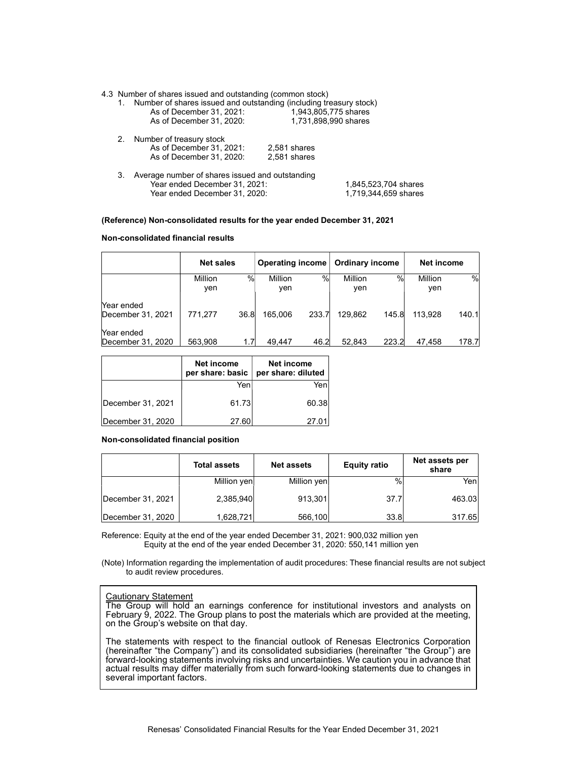4.3 Number of shares issued and outstanding (common stock)

1. Number of shares issued and outstanding (including treasury stock)
   - As of December 31, 2021: 1,943,805,775 shares
   - As of December 31, 2020: 1,731,898,990 shares

2. Number of treasury stock
   - As of December 31, 2021: 2,581 shares
   - As of December 31, 2020: 2,581 shares

3. Average number of shares issued and outstanding
   - Year ended December 31, 2021: 1,845,523,704 shares
   - Year ended December 31, 2020: 1,719,344,659 shares

**(Reference) Non-consolidated results for the year ended December 31, 2021**

**Non-consolidated financial results**

| | Net sales | | Operating income | | Ordinary income | | Net income | |
|---|---|---|---|---|---|---|---|---|
| | Million yen | % | Million yen | % | Million yen | % | Million yen | % |
| Year ended December 31, 2021 | 771,277 | 36.8 | 165,006 | 233.7 | 129,862 | 145.8 | 113,928 | 140.1 |
| Year ended December 31, 2020 | 563,908 | 1.7 | 49,447 | 46.2 | 52,843 | 223.2 | 47,458 | 178.7 |

| | Net income per share: basic | Net income per share: diluted |
|---|---|---|
| | Yen | Yen |
| December 31, 2021 | 61.73 | 60.38 |
| December 31, 2020 | 27.60 | 27.01 |

**Non-consolidated financial position**

| | Total assets | Net assets | Equity ratio | Net assets per share |
|---|---|---|---|---|
| | Million yen | Million yen | % | Yen |
| December 31, 2021 | 2,385,940 | 913,301 | 37.7 | 463.03 |
| December 31, 2020 | 1,628,721 | 566,100 | 33.8 | 317.65 |

Reference: Equity at the end of the year ended December 31, 2021: 900,032 million yen
Equity at the end of the year ended December 31, 2020: 550,141 million yen

(Note) Information regarding the implementation of audit procedures: These financial results are not subject to audit review procedures.

Cautionary Statement

The Group will hold an earnings conference for institutional investors and analysts on February 9, 2022. The Group plans to post the materials which are provided at the meeting, on the Group's website on that day.

The statements with respect to the financial outlook of Renesas Electronics Corporation (hereinafter "the Company") and its consolidated subsidiaries (hereinafter "the Group") are forward-looking statements involving risks and uncertainties. We caution you in advance that actual results may differ materially from such forward-looking statements due to changes in several important factors.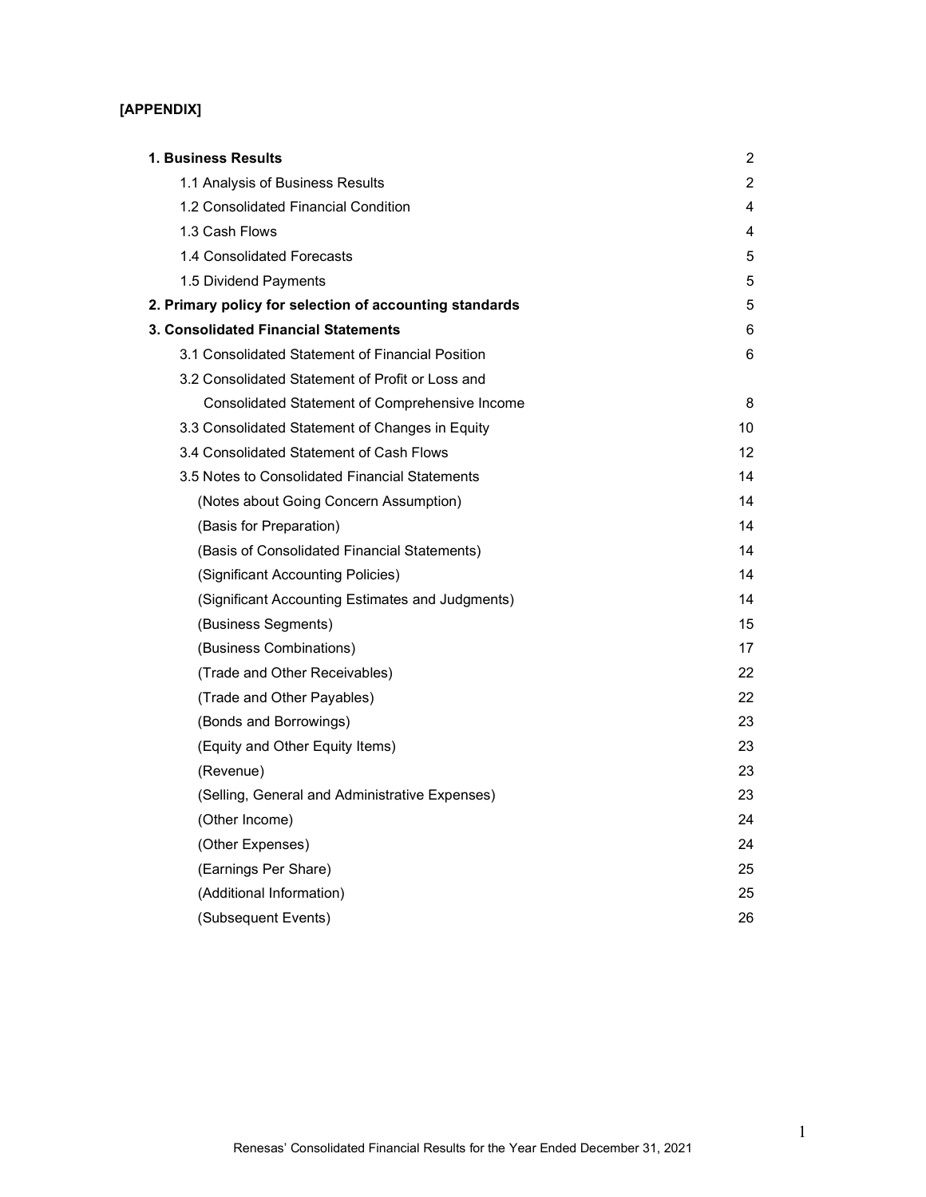**[APPENDIX]**

| | |
|---|---|
| **1. Business Results** | 2 |
| 1.1 Analysis of Business Results | 2 |
| 1.2 Consolidated Financial Condition | 4 |
| 1.3 Cash Flows | 4 |
| 1.4 Consolidated Forecasts | 5 |
| 1.5 Dividend Payments | 5 |
| **2. Primary policy for selection of accounting standards** | 5 |
| **3. Consolidated Financial Statements** | 6 |
| 3.1 Consolidated Statement of Financial Position | 6 |
| 3.2 Consolidated Statement of Profit or Loss and Consolidated Statement of Comprehensive Income | 8 |
| 3.3 Consolidated Statement of Changes in Equity | 10 |
| 3.4 Consolidated Statement of Cash Flows | 12 |
| 3.5 Notes to Consolidated Financial Statements | 14 |
| (Notes about Going Concern Assumption) | 14 |
| (Basis for Preparation) | 14 |
| (Basis of Consolidated Financial Statements) | 14 |
| (Significant Accounting Policies) | 14 |
| (Significant Accounting Estimates and Judgments) | 14 |
| (Business Segments) | 15 |
| (Business Combinations) | 17 |
| (Trade and Other Receivables) | 22 |
| (Trade and Other Payables) | 22 |
| (Bonds and Borrowings) | 23 |
| (Equity and Other Equity Items) | 23 |
| (Revenue) | 23 |
| (Selling, General and Administrative Expenses) | 23 |
| (Other Income) | 24 |
| (Other Expenses) | 24 |
| (Earnings Per Share) | 25 |
| (Additional Information) | 25 |
| (Subsequent Events) | 26 |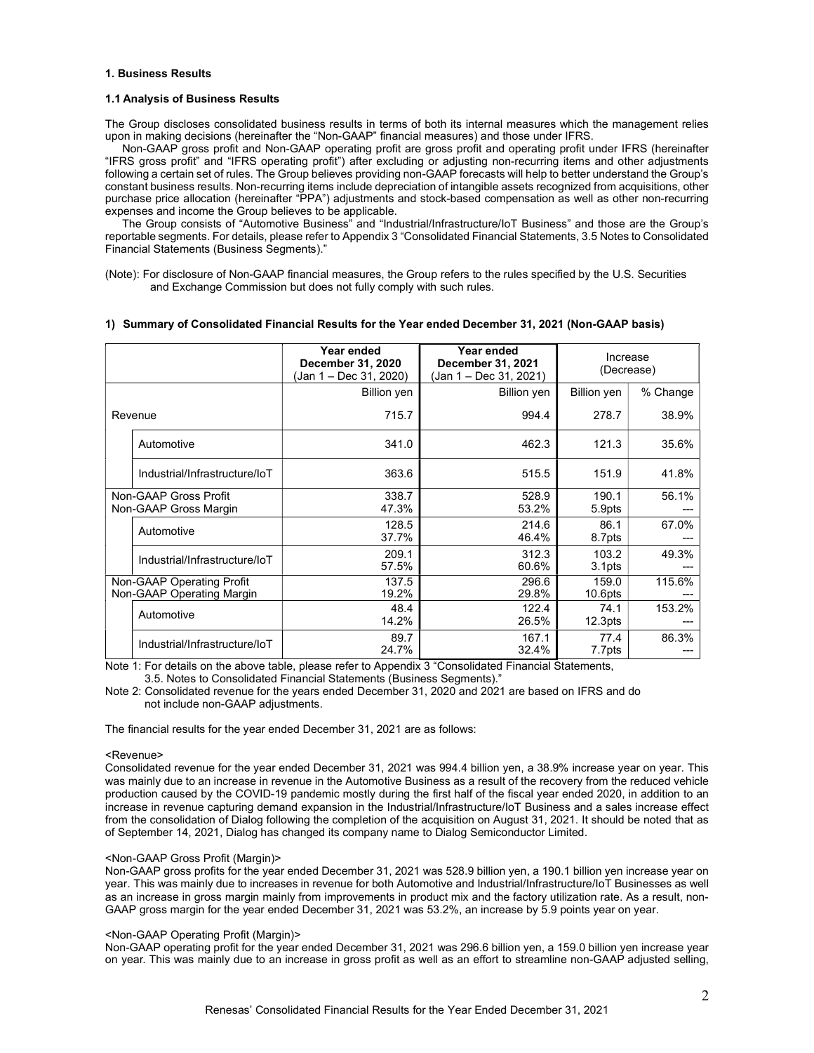# 1. Business Results

## 1.1 Analysis of Business Results

The Group discloses consolidated business results in terms of both its internal measures which the management relies upon in making decisions (hereinafter the "Non-GAAP" financial measures) and those under IFRS.

Non-GAAP gross profit and Non-GAAP operating profit are gross profit and operating profit under IFRS (hereinafter "IFRS gross profit" and "IFRS operating profit") after excluding or adjusting non-recurring items and other adjustments following a certain set of rules. The Group believes providing non-GAAP forecasts will help to better understand the Group's constant business results. Non-recurring items include depreciation of intangible assets recognized from acquisitions, other purchase price allocation (hereinafter "PPA") adjustments and stock-based compensation as well as other non-recurring expenses and income the Group believes to be applicable.

The Group consists of "Automotive Business" and "Industrial/Infrastructure/IoT Business" and those are the Group's reportable segments. For details, please refer to Appendix 3 "Consolidated Financial Statements, 3.5 Notes to Consolidated Financial Statements (Business Segments)."

(Note): For disclosure of Non-GAAP financial measures, the Group refers to the rules specified by the U.S. Securities and Exchange Commission but does not fully comply with such rules.

### 1) Summary of Consolidated Financial Results for the Year ended December 31, 2021 (Non-GAAP basis)

| | | Year ended December 31, 2020 (Jan 1 – Dec 31, 2020) | Year ended December 31, 2021 (Jan 1 – Dec 31, 2021) | Increase (Decrease) | |
|---|---|---|---|---|---|
| | | Billion yen | Billion yen | Billion yen | % Change |
| Revenue | | 715.7 | 994.4 | 278.7 | 38.9% |
| | Automotive | 341.0 | 462.3 | 121.3 | 35.6% |
| | Industrial/Infrastructure/IoT | 363.6 | 515.5 | 151.9 | 41.8% |
| Non-GAAP Gross Profit<br>Non-GAAP Gross Margin | | 338.7<br>47.3% | 528.9<br>53.2% | 190.1<br>5.9pts | 56.1%<br>--- |
| | Automotive | 128.5<br>37.7% | 214.6<br>46.4% | 86.1<br>8.7pts | 67.0%<br>--- |
| | Industrial/Infrastructure/IoT | 209.1<br>57.5% | 312.3<br>60.6% | 103.2<br>3.1pts | 49.3%<br>--- |
| Non-GAAP Operating Profit<br>Non-GAAP Operating Margin | | 137.5<br>19.2% | 296.6<br>29.8% | 159.0<br>10.6pts | 115.6%<br>--- |
| | Automotive | 48.4<br>14.2% | 122.4<br>26.5% | 74.1<br>12.3pts | 153.2%<br>--- |
| | Industrial/Infrastructure/IoT | 89.7<br>24.7% | 167.1<br>32.4% | 77.4<br>7.7pts | 86.3%<br>--- |

Note 1: For details on the above table, please refer to Appendix 3 "Consolidated Financial Statements, 3.5. Notes to Consolidated Financial Statements (Business Segments)."

Note 2: Consolidated revenue for the years ended December 31, 2020 and 2021 are based on IFRS and do not include non-GAAP adjustments.

The financial results for the year ended December 31, 2021 are as follows:

<Revenue>

Consolidated revenue for the year ended December 31, 2021 was 994.4 billion yen, a 38.9% increase year on year. This was mainly due to an increase in revenue in the Automotive Business as a result of the recovery from the reduced vehicle production caused by the COVID-19 pandemic mostly during the first half of the fiscal year ended 2020, in addition to an increase in revenue capturing demand expansion in the Industrial/Infrastructure/IoT Business and a sales increase effect from the consolidation of Dialog following the completion of the acquisition on August 31, 2021. It should be noted that as of September 14, 2021, Dialog has changed its company name to Dialog Semiconductor Limited.

<Non-GAAP Gross Profit (Margin)>

Non-GAAP gross profits for the year ended December 31, 2021 was 528.9 billion yen, a 190.1 billion yen increase year on year. This was mainly due to increases in revenue for both Automotive and Industrial/Infrastructure/IoT Businesses as well as an increase in gross margin mainly from improvements in product mix and the factory utilization rate. As a result, non-GAAP gross margin for the year ended December 31, 2021 was 53.2%, an increase by 5.9 points year on year.

<Non-GAAP Operating Profit (Margin)>

Non-GAAP operating profit for the year ended December 31, 2021 was 296.6 billion yen, a 159.0 billion yen increase year on year. This was mainly due to an increase in gross profit as well as an effort to streamline non-GAAP adjusted selling,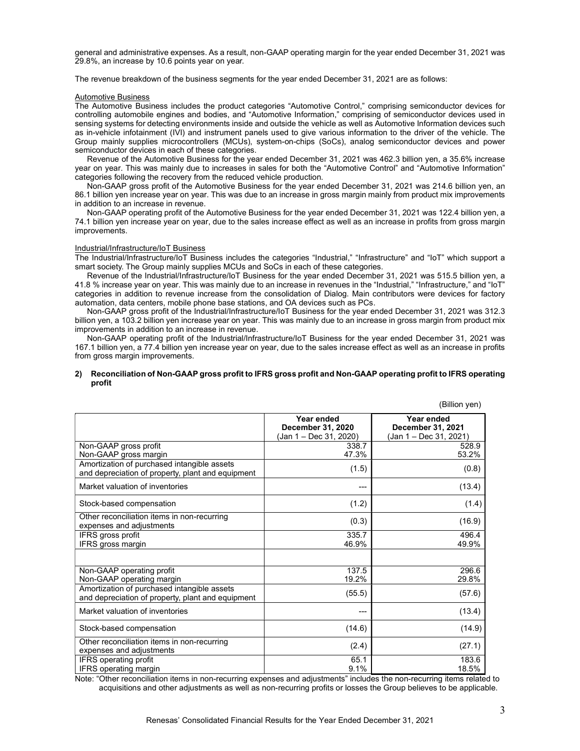general and administrative expenses. As a result, non-GAAP operating margin for the year ended December 31, 2021 was 29.8%, an increase by 10.6 points year on year.

The revenue breakdown of the business segments for the year ended December 31, 2021 are as follows:

Automotive Business

The Automotive Business includes the product categories "Automotive Control," comprising semiconductor devices for controlling automobile engines and bodies, and "Automotive Information," comprising of semiconductor devices used in sensing systems for detecting environments inside and outside the vehicle as well as Automotive Information devices such as in-vehicle infotainment (IVI) and instrument panels used to give various information to the driver of the vehicle. The Group mainly supplies microcontrollers (MCUs), system-on-chips (SoCs), analog semiconductor devices and power semiconductor devices in each of these categories.

Revenue of the Automotive Business for the year ended December 31, 2021 was 462.3 billion yen, a 35.6% increase year on year. This was mainly due to increases in sales for both the "Automotive Control" and "Automotive Information" categories following the recovery from the reduced vehicle production.

Non-GAAP gross profit of the Automotive Business for the year ended December 31, 2021 was 214.6 billion yen, an 86.1 billion yen increase year on year. This was due to an increase in gross margin mainly from product mix improvements in addition to an increase in revenue.

Non-GAAP operating profit of the Automotive Business for the year ended December 31, 2021 was 122.4 billion yen, a 74.1 billion yen increase year on year, due to the sales increase effect as well as an increase in profits from gross margin improvements.

Industrial/Infrastructure/IoT Business

The Industrial/Infrastructure/IoT Business includes the categories "Industrial," "Infrastructure" and "IoT" which support a smart society. The Group mainly supplies MCUs and SoCs in each of these categories.

Revenue of the Industrial/Infrastructure/IoT Business for the year ended December 31, 2021 was 515.5 billion yen, a 41.8 % increase year on year. This was mainly due to an increase in revenues in the "Industrial," "Infrastructure," and "IoT" categories in addition to revenue increase from the consolidation of Dialog. Main contributors were devices for factory automation, data centers, mobile phone base stations, and OA devices such as PCs.

Non-GAAP gross profit of the Industrial/Infrastructure/IoT Business for the year ended December 31, 2021 was 312.3 billion yen, a 103.2 billion yen increase year on year. This was mainly due to an increase in gross margin from product mix improvements in addition to an increase in revenue.

Non-GAAP operating profit of the Industrial/Infrastructure/IoT Business for the year ended December 31, 2021 was 167.1 billion yen, a 77.4 billion yen increase year on year, due to the sales increase effect as well as an increase in profits from gross margin improvements.

**2) Reconciliation of Non-GAAP gross profit to IFRS gross profit and Non-GAAP operating profit to IFRS operating profit**

(Billion yen)

| | Year ended December 31, 2020 (Jan 1 – Dec 31, 2020) | Year ended December 31, 2021 (Jan 1 – Dec 31, 2021) |
|---|---|---|
| Non-GAAP gross profit | 338.7 | 528.9 |
| Non-GAAP gross margin | 47.3% | 53.2% |
| Amortization of purchased intangible assets and depreciation of property, plant and equipment | (1.5) | (0.8) |
| Market valuation of inventories | --- | (13.4) |
| Stock-based compensation | (1.2) | (1.4) |
| Other reconciliation items in non-recurring expenses and adjustments | (0.3) | (16.9) |
| IFRS gross profit | 335.7 | 496.4 |
| IFRS gross margin | 46.9% | 49.9% |
| | | |
| Non-GAAP operating profit | 137.5 | 296.6 |
| Non-GAAP operating margin | 19.2% | 29.8% |
| Amortization of purchased intangible assets and depreciation of property, plant and equipment | (55.5) | (57.6) |
| Market valuation of inventories | --- | (13.4) |
| Stock-based compensation | (14.6) | (14.9) |
| Other reconciliation items in non-recurring expenses and adjustments | (2.4) | (27.1) |
| IFRS operating profit | 65.1 | 183.6 |
| IFRS operating margin | 9.1% | 18.5% |

Note: "Other reconciliation items in non-recurring expenses and adjustments" includes the non-recurring items related to acquisitions and other adjustments as well as non-recurring profits or losses the Group believes to be applicable.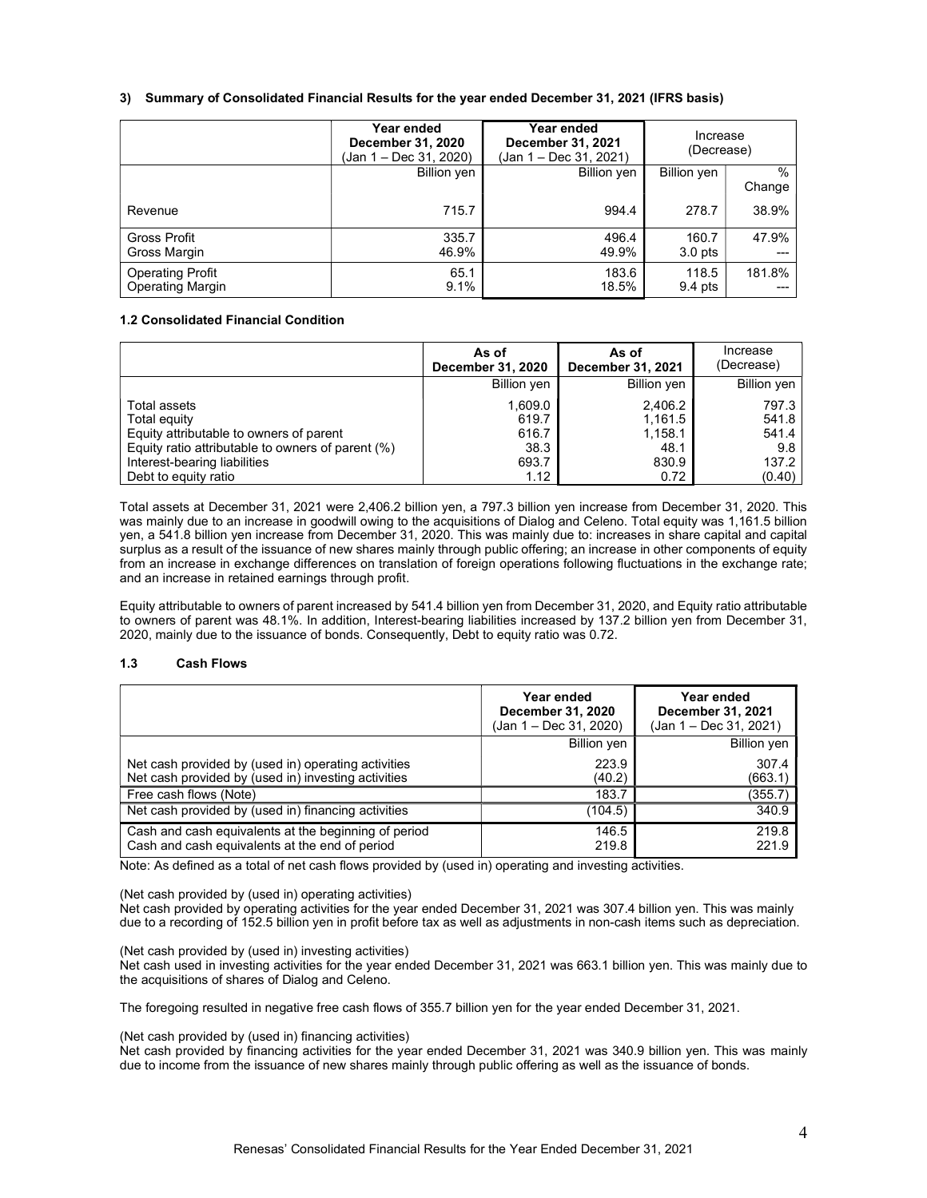### 3) Summary of Consolidated Financial Results for the year ended December 31, 2021 (IFRS basis)

| | Year ended December 31, 2020 (Jan 1 – Dec 31, 2020) | Year ended December 31, 2021 (Jan 1 – Dec 31, 2021) | Increase (Decrease) | |
|---|---|---|---|---|
| | Billion yen | Billion yen | Billion yen | % Change |
| Revenue | 715.7 | 994.4 | 278.7 | 38.9% |
| Gross Profit | 335.7 | 496.4 | 160.7 | 47.9% |
| Gross Margin | 46.9% | 49.9% | 3.0 pts | --- |
| Operating Profit | 65.1 | 183.6 | 118.5 | 181.8% |
| Operating Margin | 9.1% | 18.5% | 9.4 pts | --- |

### 1.2 Consolidated Financial Condition

| | As of December 31, 2020 | As of December 31, 2021 | Increase (Decrease) |
|---|---|---|---|
| | Billion yen | Billion yen | Billion yen |
| Total assets | 1,609.0 | 2,406.2 | 797.3 |
| Total equity | 619.7 | 1,161.5 | 541.8 |
| Equity attributable to owners of parent | 616.7 | 1,158.1 | 541.4 |
| Equity ratio attributable to owners of parent (%) | 38.3 | 48.1 | 9.8 |
| Interest-bearing liabilities | 693.7 | 830.9 | 137.2 |
| Debt to equity ratio | 1.12 | 0.72 | (0.40) |

Total assets at December 31, 2021 were 2,406.2 billion yen, a 797.3 billion yen increase from December 31, 2020. This was mainly due to an increase in goodwill owing to the acquisitions of Dialog and Celeno. Total equity was 1,161.5 billion yen, a 541.8 billion yen increase from December 31, 2020. This was mainly due to: increases in share capital and capital surplus as a result of the issuance of new shares mainly through public offering; an increase in other components of equity from an increase in exchange differences on translation of foreign operations following fluctuations in the exchange rate; and an increase in retained earnings through profit.

Equity attributable to owners of parent increased by 541.4 billion yen from December 31, 2020, and Equity ratio attributable to owners of parent was 48.1%. In addition, Interest-bearing liabilities increased by 137.2 billion yen from December 31, 2020, mainly due to the issuance of bonds. Consequently, Debt to equity ratio was 0.72.

### 1.3 Cash Flows

| | Year ended December 31, 2020 (Jan 1 – Dec 31, 2020) | Year ended December 31, 2021 (Jan 1 – Dec 31, 2021) |
|---|---|---|
| | Billion yen | Billion yen |
| Net cash provided by (used in) operating activities | 223.9 | 307.4 |
| Net cash provided by (used in) investing activities | (40.2) | (663.1) |
| Free cash flows (Note) | 183.7 | (355.7) |
| Net cash provided by (used in) financing activities | (104.5) | 340.9 |
| Cash and cash equivalents at the beginning of period | 146.5 | 219.8 |
| Cash and cash equivalents at the end of period | 219.8 | 221.9 |

Note: As defined as a total of net cash flows provided by (used in) operating and investing activities.

(Net cash provided by (used in) operating activities)
Net cash provided by operating activities for the year ended December 31, 2021 was 307.4 billion yen. This was mainly due to a recording of 152.5 billion yen in profit before tax as well as adjustments in non-cash items such as depreciation.

(Net cash provided by (used in) investing activities)
Net cash used in investing activities for the year ended December 31, 2021 was 663.1 billion yen. This was mainly due to the acquisitions of shares of Dialog and Celeno.

The foregoing resulted in negative free cash flows of 355.7 billion yen for the year ended December 31, 2021.

(Net cash provided by (used in) financing activities)
Net cash provided by financing activities for the year ended December 31, 2021 was 340.9 billion yen. This was mainly due to income from the issuance of new shares mainly through public offering as well as the issuance of bonds.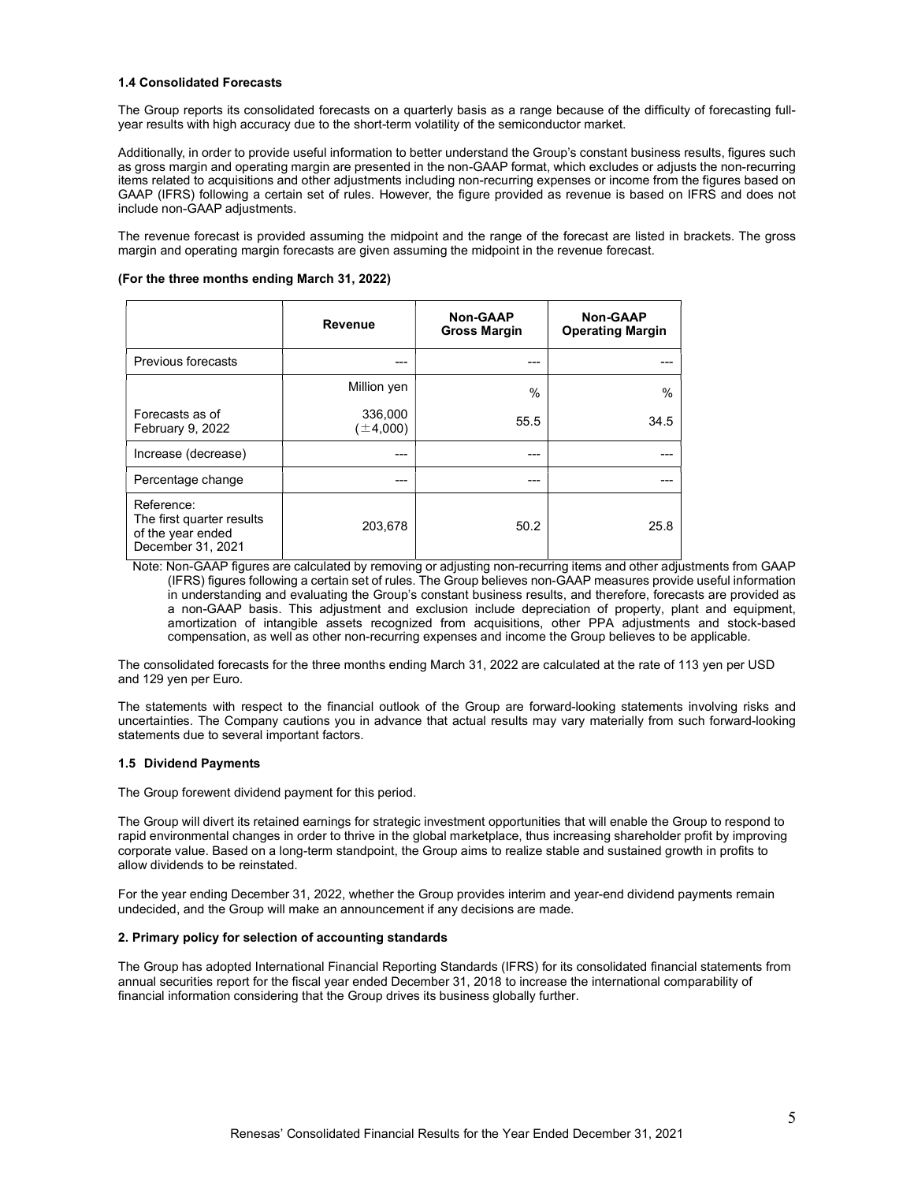#### 1.4 Consolidated Forecasts

The Group reports its consolidated forecasts on a quarterly basis as a range because of the difficulty of forecasting full-year results with high accuracy due to the short-term volatility of the semiconductor market.

Additionally, in order to provide useful information to better understand the Group's constant business results, figures such as gross margin and operating margin are presented in the non-GAAP format, which excludes or adjusts the non-recurring items related to acquisitions and other adjustments including non-recurring expenses or income from the figures based on GAAP (IFRS) following a certain set of rules. However, the figure provided as revenue is based on IFRS and does not include non-GAAP adjustments.

The revenue forecast is provided assuming the midpoint and the range of the forecast are listed in brackets. The gross margin and operating margin forecasts are given assuming the midpoint in the revenue forecast.

**(For the three months ending March 31, 2022)**

| | Revenue | Non-GAAP Gross Margin | Non-GAAP Operating Margin |
|---|---|---|---|
| Previous forecasts | --- | --- | --- |
| | Million yen | % | % |
| Forecasts as of February 9, 2022 | 336,000 (±4,000) | 55.5 | 34.5 |
| Increase (decrease) | --- | --- | --- |
| Percentage change | --- | --- | --- |
| Reference: The first quarter results of the year ended December 31, 2021 | 203,678 | 50.2 | 25.8 |

Note: Non-GAAP figures are calculated by removing or adjusting non-recurring items and other adjustments from GAAP (IFRS) figures following a certain set of rules. The Group believes non-GAAP measures provide useful information in understanding and evaluating the Group's constant business results, and therefore, forecasts are provided as a non-GAAP basis. This adjustment and exclusion include depreciation of property, plant and equipment, amortization of intangible assets recognized from acquisitions, other PPA adjustments and stock-based compensation, as well as other non-recurring expenses and income the Group believes to be applicable.

The consolidated forecasts for the three months ending March 31, 2022 are calculated at the rate of 113 yen per USD and 129 yen per Euro.

The statements with respect to the financial outlook of the Group are forward-looking statements involving risks and uncertainties. The Company cautions you in advance that actual results may vary materially from such forward-looking statements due to several important factors.

#### 1.5 Dividend Payments

The Group forewent dividend payment for this period.

The Group will divert its retained earnings for strategic investment opportunities that will enable the Group to respond to rapid environmental changes in order to thrive in the global marketplace, thus increasing shareholder profit by improving corporate value. Based on a long-term standpoint, the Group aims to realize stable and sustained growth in profits to allow dividends to be reinstated.

For the year ending December 31, 2022, whether the Group provides interim and year-end dividend payments remain undecided, and the Group will make an announcement if any decisions are made.

#### 2. Primary policy for selection of accounting standards

The Group has adopted International Financial Reporting Standards (IFRS) for its consolidated financial statements from annual securities report for the fiscal year ended December 31, 2018 to increase the international comparability of financial information considering that the Group drives its business globally further.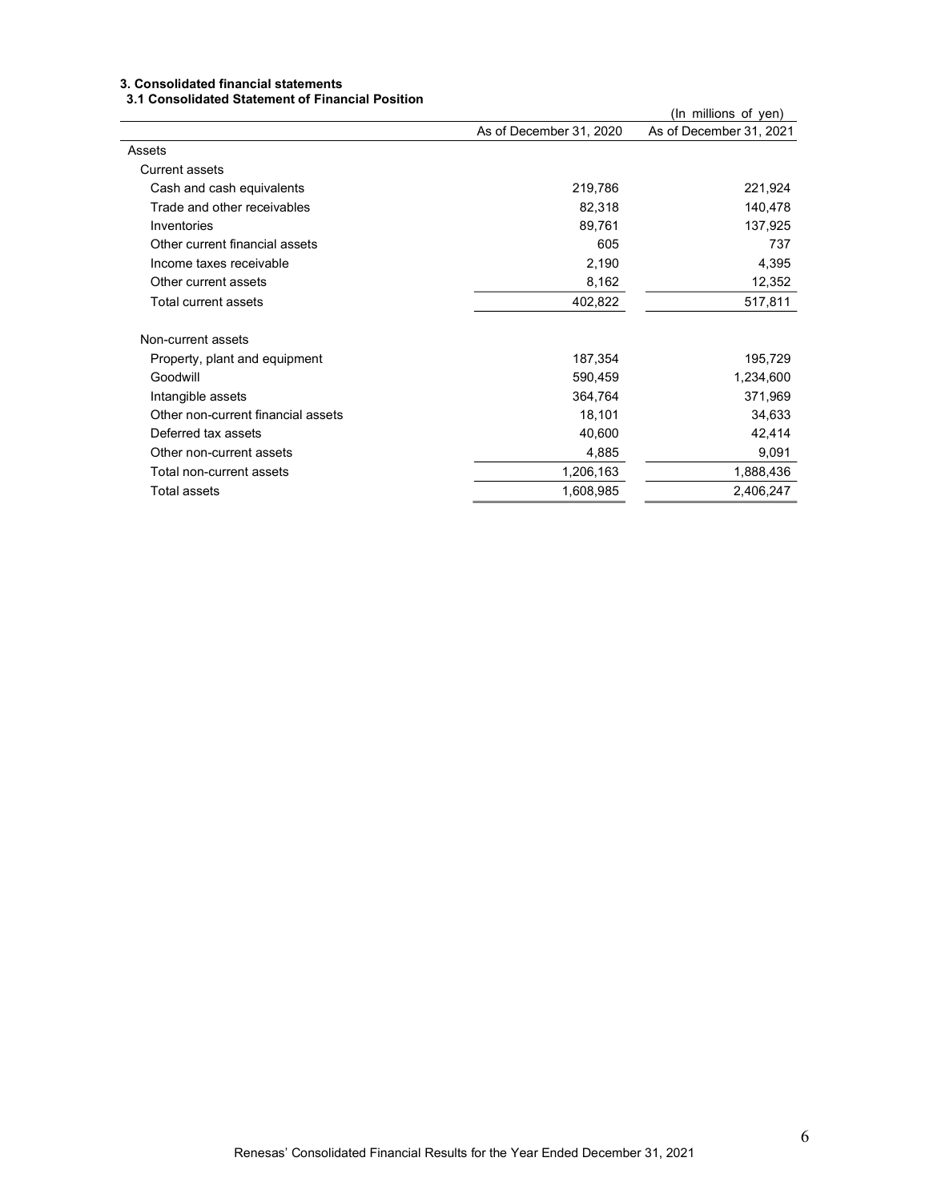### 3. Consolidated financial statements

#### 3.1 Consolidated Statement of Financial Position

(In millions of yen)

| | As of December 31, 2020 | As of December 31, 2021 |
|---|---|---|
| Assets | | |
| Current assets | | |
| Cash and cash equivalents | 219,786 | 221,924 |
| Trade and other receivables | 82,318 | 140,478 |
| Inventories | 89,761 | 137,925 |
| Other current financial assets | 605 | 737 |
| Income taxes receivable | 2,190 | 4,395 |
| Other current assets | 8,162 | 12,352 |
| Total current assets | 402,822 | 517,811 |
| | | |
| Non-current assets | | |
| Property, plant and equipment | 187,354 | 195,729 |
| Goodwill | 590,459 | 1,234,600 |
| Intangible assets | 364,764 | 371,969 |
| Other non-current financial assets | 18,101 | 34,633 |
| Deferred tax assets | 40,600 | 42,414 |
| Other non-current assets | 4,885 | 9,091 |
| Total non-current assets | 1,206,163 | 1,888,436 |
| Total assets | 1,608,985 | 2,406,247 |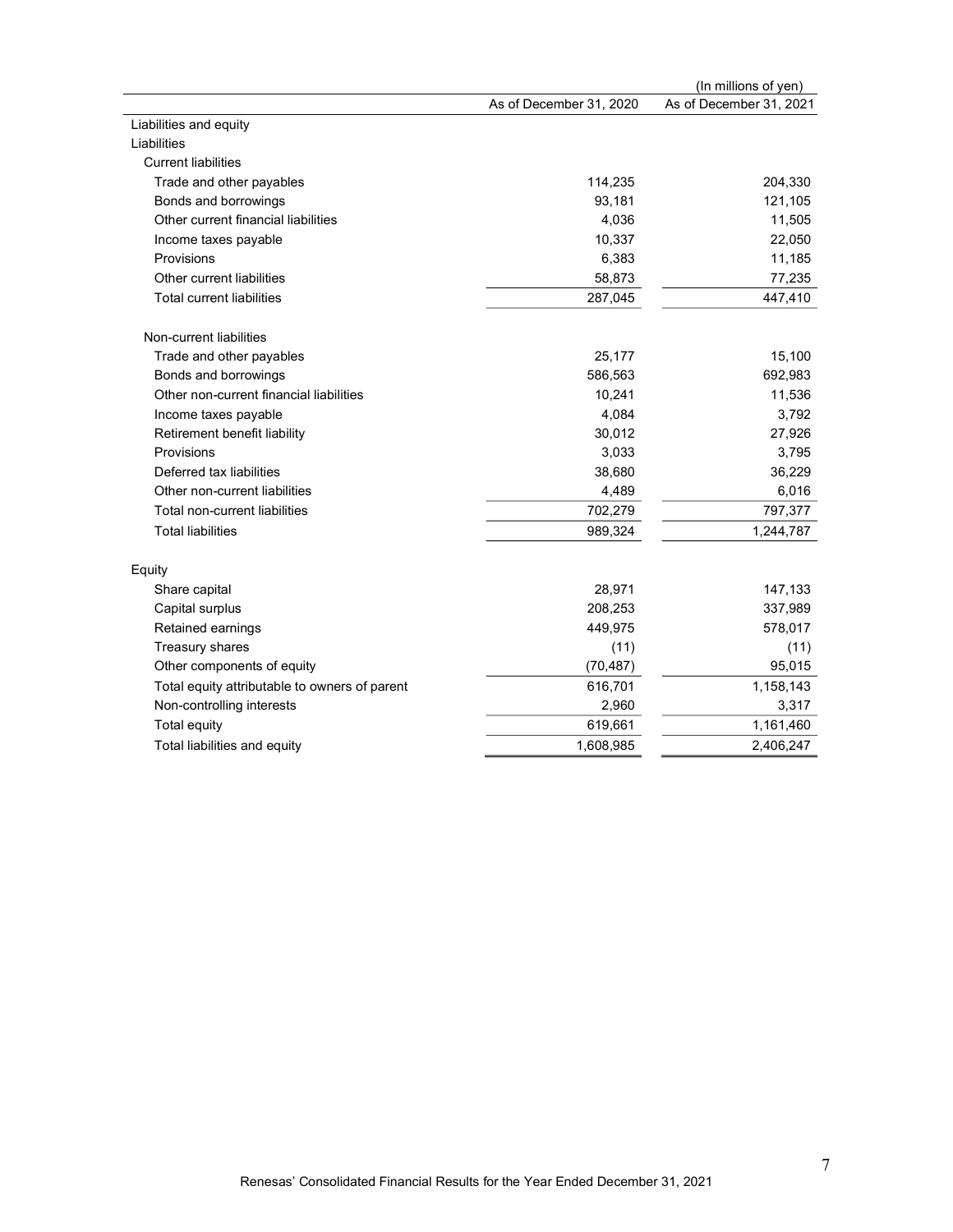(In millions of yen)

| | As of December 31, 2020 | As of December 31, 2021 |
|---|---|---|
| Liabilities and equity | | |
| Liabilities | | |
| Current liabilities | | |
| Trade and other payables | 114,235 | 204,330 |
| Bonds and borrowings | 93,181 | 121,105 |
| Other current financial liabilities | 4,036 | 11,505 |
| Income taxes payable | 10,337 | 22,050 |
| Provisions | 6,383 | 11,185 |
| Other current liabilities | 58,873 | 77,235 |
| Total current liabilities | 287,045 | 447,410 |
| Non-current liabilities | | |
| Trade and other payables | 25,177 | 15,100 |
| Bonds and borrowings | 586,563 | 692,983 |
| Other non-current financial liabilities | 10,241 | 11,536 |
| Income taxes payable | 4,084 | 3,792 |
| Retirement benefit liability | 30,012 | 27,926 |
| Provisions | 3,033 | 3,795 |
| Deferred tax liabilities | 38,680 | 36,229 |
| Other non-current liabilities | 4,489 | 6,016 |
| Total non-current liabilities | 702,279 | 797,377 |
| Total liabilities | 989,324 | 1,244,787 |
| Equity | | |
| Share capital | 28,971 | 147,133 |
| Capital surplus | 208,253 | 337,989 |
| Retained earnings | 449,975 | 578,017 |
| Treasury shares | (11) | (11) |
| Other components of equity | (70,487) | 95,015 |
| Total equity attributable to owners of parent | 616,701 | 1,158,143 |
| Non-controlling interests | 2,960 | 3,317 |
| Total equity | 619,661 | 1,161,460 |
| Total liabilities and equity | 1,608,985 | 2,406,247 |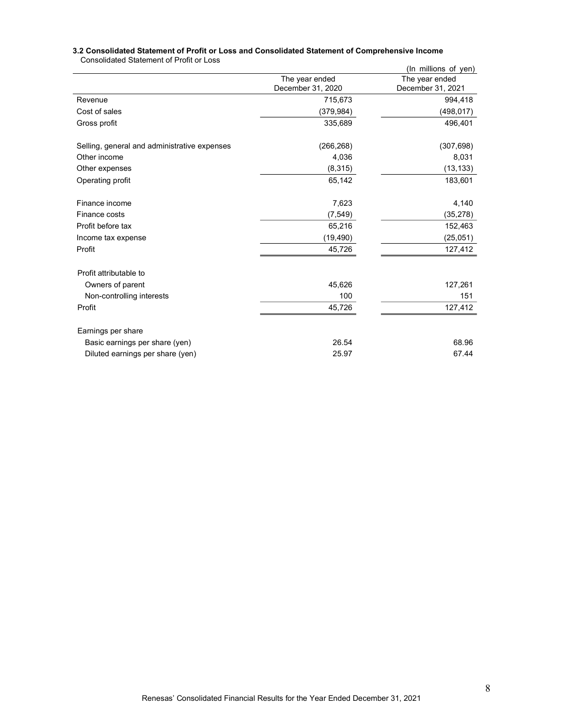### 3.2 Consolidated Statement of Profit or Loss and Consolidated Statement of Comprehensive Income

Consolidated Statement of Profit or Loss

(In millions of yen)

| | The year ended December 31, 2020 | The year ended December 31, 2021 |
|---|---|---|
| Revenue | 715,673 | 994,418 |
| Cost of sales | (379,984) | (498,017) |
| Gross profit | 335,689 | 496,401 |
| | | |
| Selling, general and administrative expenses | (266,268) | (307,698) |
| Other income | 4,036 | 8,031 |
| Other expenses | (8,315) | (13,133) |
| Operating profit | 65,142 | 183,601 |
| | | |
| Finance income | 7,623 | 4,140 |
| Finance costs | (7,549) | (35,278) |
| Profit before tax | 65,216 | 152,463 |
| Income tax expense | (19,490) | (25,051) |
| Profit | 45,726 | 127,412 |
| | | |
| Profit attributable to | | |
| Owners of parent | 45,626 | 127,261 |
| Non-controlling interests | 100 | 151 |
| Profit | 45,726 | 127,412 |
| | | |
| Earnings per share | | |
| Basic earnings per share (yen) | 26.54 | 68.96 |
| Diluted earnings per share (yen) | 25.97 | 67.44 |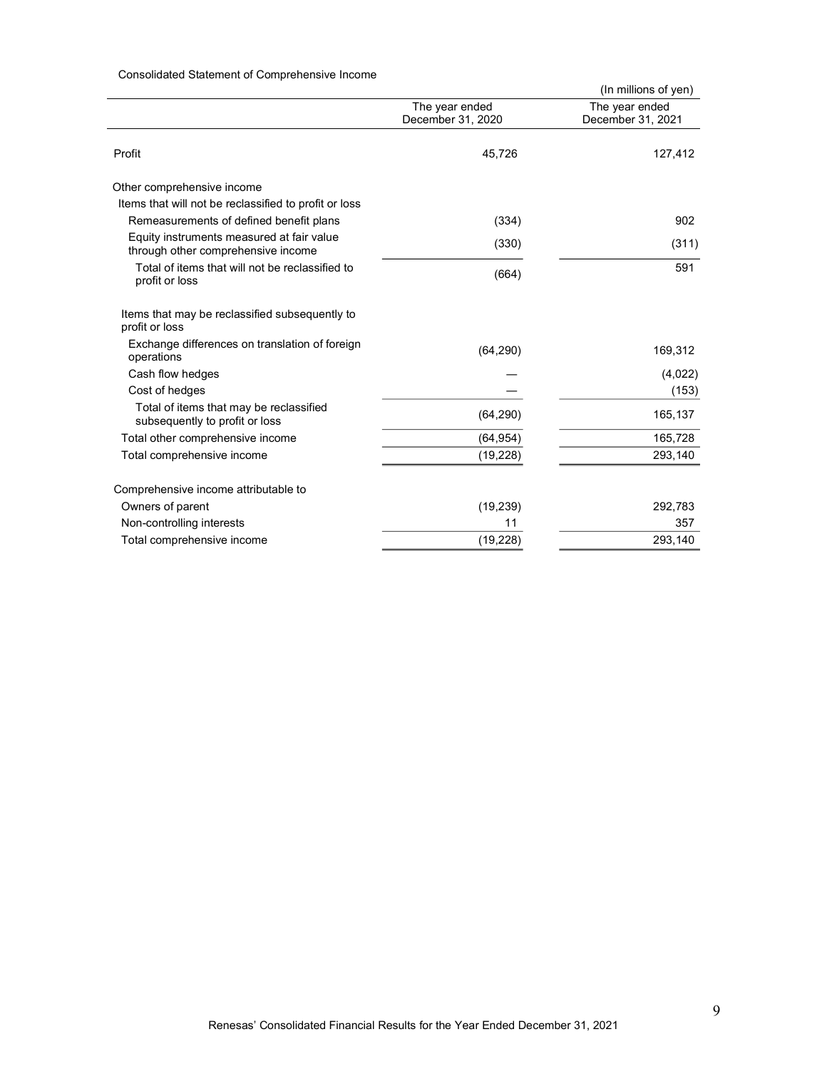Consolidated Statement of Comprehensive Income

(In millions of yen)

| | The year ended December 31, 2020 | The year ended December 31, 2021 |
|---|---|---|
| Profit | 45,726 | 127,412 |
| Other comprehensive income | | |
| Items that will not be reclassified to profit or loss | | |
| Remeasurements of defined benefit plans | (334) | 902 |
| Equity instruments measured at fair value through other comprehensive income | (330) | (311) |
| Total of items that will not be reclassified to profit or loss | (664) | 591 |
| Items that may be reclassified subsequently to profit or loss | | |
| Exchange differences on translation of foreign operations | (64,290) | 169,312 |
| Cash flow hedges | — | (4,022) |
| Cost of hedges | — | (153) |
| Total of items that may be reclassified subsequently to profit or loss | (64,290) | 165,137 |
| Total other comprehensive income | (64,954) | 165,728 |
| Total comprehensive income | (19,228) | 293,140 |
| Comprehensive income attributable to | | |
| Owners of parent | (19,239) | 292,783 |
| Non-controlling interests | 11 | 357 |
| Total comprehensive income | (19,228) | 293,140 |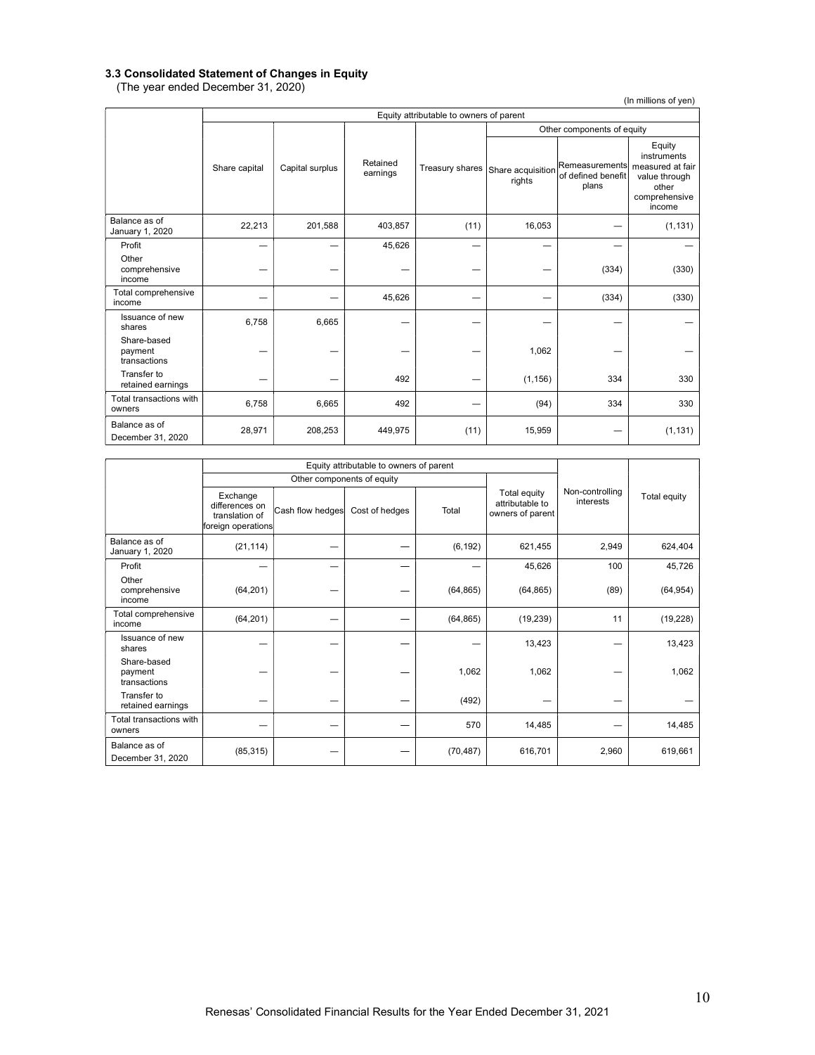### 3.3 Consolidated Statement of Changes in Equity

(The year ended December 31, 2020)

(In millions of yen)

| | Equity attributable to owners of parent | | | | | | |
|---|---|---|---|---|---|---|---|
| | | | | | Other components of equity | | |
| | Share capital | Capital surplus | Retained earnings | Treasury shares | Share acquisition rights | Remeasurements of defined benefit plans | Equity instruments measured at fair value through other comprehensive income |
| Balance as of January 1, 2020 | 22,213 | 201,588 | 403,857 | (11) | 16,053 | ― | (1,131) |
| Profit | ― | ― | 45,626 | ― | ― | ― | ― |
| Other comprehensive income | ― | ― | ― | ― | ― | (334) | (330) |
| Total comprehensive income | ― | ― | 45,626 | ― | ― | (334) | (330) |
| Issuance of new shares | 6,758 | 6,665 | ― | ― | ― | ― | ― |
| Share-based payment transactions | ― | ― | ― | ― | 1,062 | ― | ― |
| Transfer to retained earnings | ― | ― | 492 | ― | (1,156) | 334 | 330 |
| Total transactions with owners | 6,758 | 6,665 | 492 | ― | (94) | 334 | 330 |
| Balance as of December 31, 2020 | 28,971 | 208,253 | 449,975 | (11) | 15,959 | ― | (1,131) |

| | Equity attributable to owners of parent | | | | | | |
|---|---|---|---|---|---|---|---|
| | Other components of equity | | | | | | |
| | Exchange differences on translation of foreign operations | Cash flow hedges | Cost of hedges | Total | Total equity attributable to owners of parent | Non-controlling interests | Total equity |
| Balance as of January 1, 2020 | (21,114) | ― | ― | (6,192) | 621,455 | 2,949 | 624,404 |
| Profit | ― | ― | ― | ― | 45,626 | 100 | 45,726 |
| Other comprehensive income | (64,201) | ― | ― | (64,865) | (64,865) | (89) | (64,954) |
| Total comprehensive income | (64,201) | ― | ― | (64,865) | (19,239) | 11 | (19,228) |
| Issuance of new shares | ― | ― | ― | ― | 13,423 | ― | 13,423 |
| Share-based payment transactions | ― | ― | ― | 1,062 | 1,062 | ― | 1,062 |
| Transfer to retained earnings | ― | ― | ― | (492) | ― | ― | ― |
| Total transactions with owners | ― | ― | ― | 570 | 14,485 | ― | 14,485 |
| Balance as of December 31, 2020 | (85,315) | ― | ― | (70,487) | 616,701 | 2,960 | 619,661 |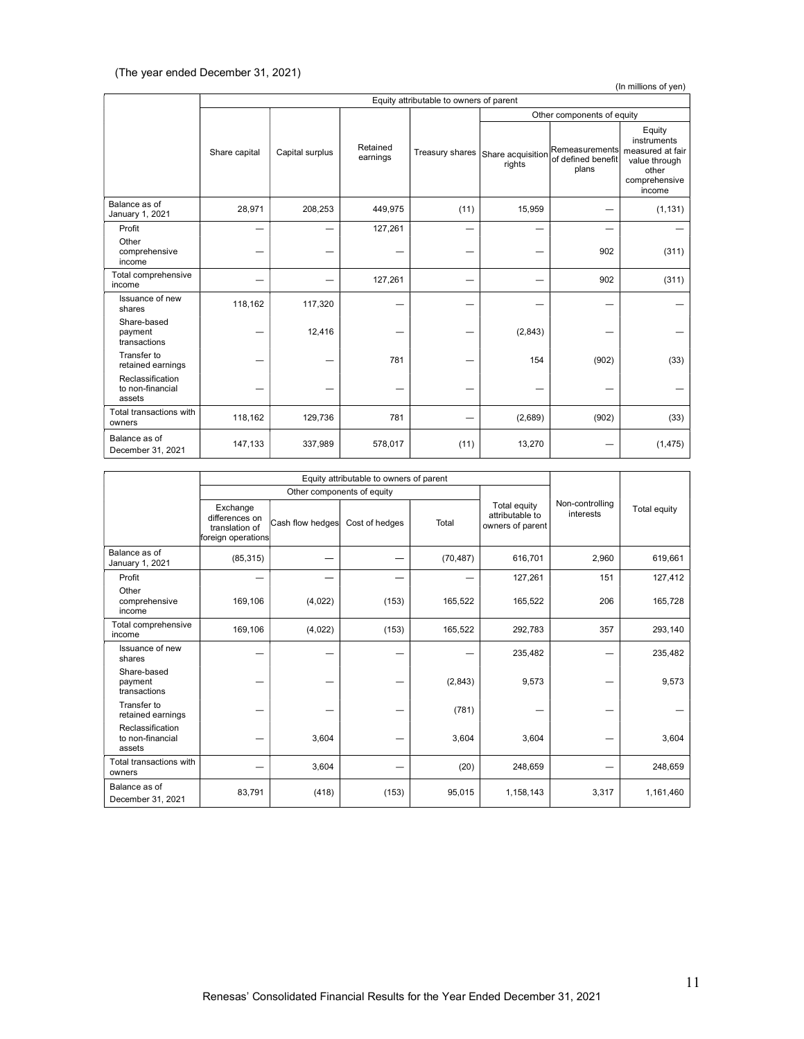(The year ended December 31, 2021)

(In millions of yen)

| | Equity attributable to owners of parent | | | | | | |
|---|---|---|---|---|---|---|---|
| | | | | | Other components of equity | | |
| | Share capital | Capital surplus | Retained earnings | Treasury shares | Share acquisition rights | Remeasurements of defined benefit plans | Equity instruments measured at fair value through other comprehensive income |
| Balance as of January 1, 2021 | 28,971 | 208,253 | 449,975 | (11) | 15,959 | ― | (1,131) |
| Profit | ― | ― | 127,261 | ― | ― | ― | ― |
| Other comprehensive income | ― | ― | ― | ― | ― | 902 | (311) |
| Total comprehensive income | ― | ― | 127,261 | ― | ― | 902 | (311) |
| Issuance of new shares | 118,162 | 117,320 | ― | ― | ― | ― | ― |
| Share-based payment transactions | ― | 12,416 | ― | ― | (2,843) | ― | ― |
| Transfer to retained earnings | ― | ― | 781 | ― | 154 | (902) | (33) |
| Reclassification to non-financial assets | ― | ― | ― | ― | ― | ― | ― |
| Total transactions with owners | 118,162 | 129,736 | 781 | ― | (2,689) | (902) | (33) |
| Balance as of December 31, 2021 | 147,133 | 337,989 | 578,017 | (11) | 13,270 | ― | (1,475) |

| | Equity attributable to owners of parent | | | | | Non-controlling interests | Total equity |
|---|---|---|---|---|---|---|---|
| | Other components of equity | | | | | | |
| | Exchange differences on translation of foreign operations | Cash flow hedges | Cost of hedges | Total | Total equity attributable to owners of parent | | |
| Balance as of January 1, 2021 | (85,315) | ― | ― | (70,487) | 616,701 | 2,960 | 619,661 |
| Profit | ― | ― | ― | ― | 127,261 | 151 | 127,412 |
| Other comprehensive income | 169,106 | (4,022) | (153) | 165,522 | 165,522 | 206 | 165,728 |
| Total comprehensive income | 169,106 | (4,022) | (153) | 165,522 | 292,783 | 357 | 293,140 |
| Issuance of new shares | ― | ― | ― | ― | 235,482 | ― | 235,482 |
| Share-based payment transactions | ― | ― | ― | (2,843) | 9,573 | ― | 9,573 |
| Transfer to retained earnings | ― | ― | ― | (781) | ― | ― | ― |
| Reclassification to non-financial assets | ― | 3,604 | ― | 3,604 | 3,604 | ― | 3,604 |
| Total transactions with owners | ― | 3,604 | ― | (20) | 248,659 | ― | 248,659 |
| Balance as of December 31, 2021 | 83,791 | (418) | (153) | 95,015 | 1,158,143 | 3,317 | 1,161,460 |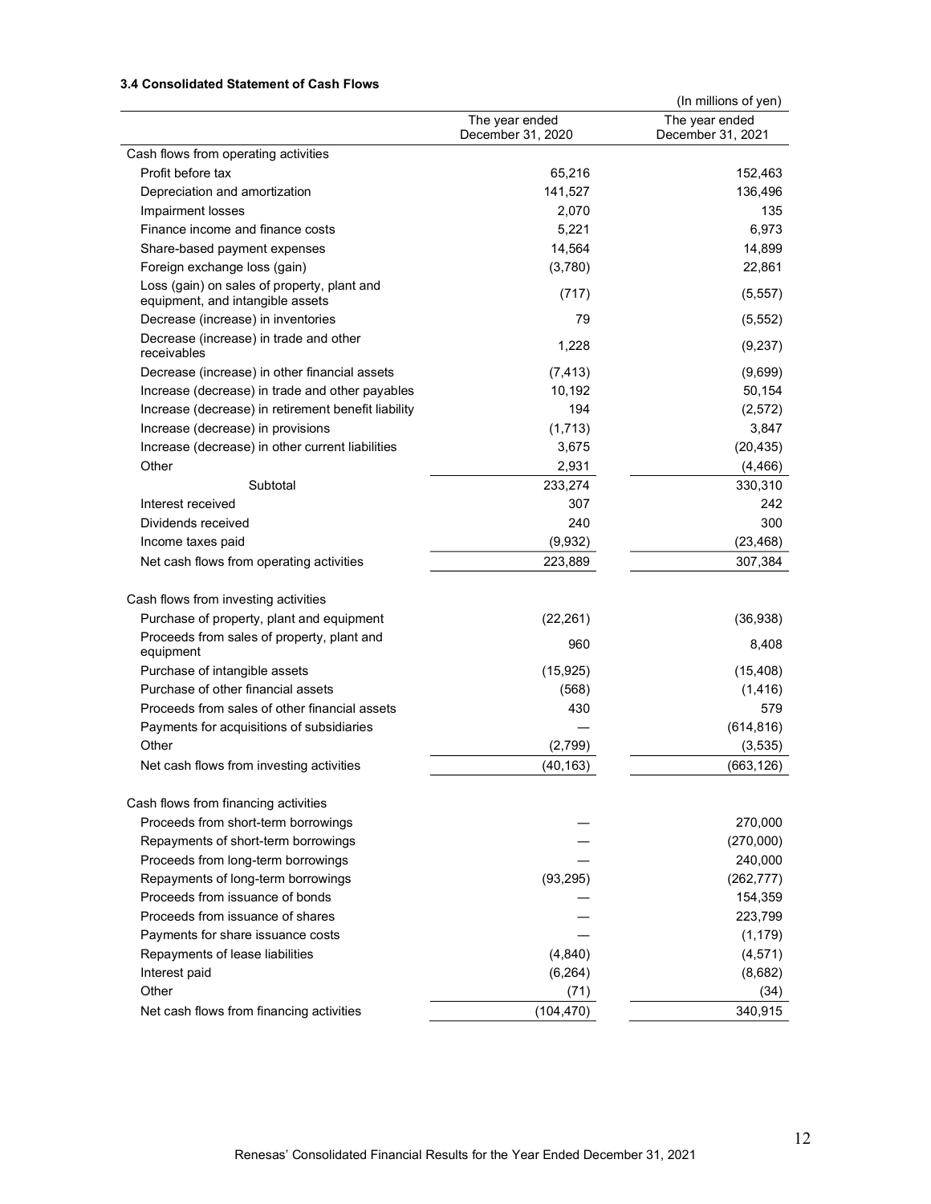### 3.4 Consolidated Statement of Cash Flows

(In millions of yen)

| | The year ended December 31, 2020 | The year ended December 31, 2021 |
|---|---|---|
| Cash flows from operating activities | | |
| Profit before tax | 65,216 | 152,463 |
| Depreciation and amortization | 141,527 | 136,496 |
| Impairment losses | 2,070 | 135 |
| Finance income and finance costs | 5,221 | 6,973 |
| Share-based payment expenses | 14,564 | 14,899 |
| Foreign exchange loss (gain) | (3,780) | 22,861 |
| Loss (gain) on sales of property, plant and equipment, and intangible assets | (717) | (5,557) |
| Decrease (increase) in inventories | 79 | (5,552) |
| Decrease (increase) in trade and other receivables | 1,228 | (9,237) |
| Decrease (increase) in other financial assets | (7,413) | (9,699) |
| Increase (decrease) in trade and other payables | 10,192 | 50,154 |
| Increase (decrease) in retirement benefit liability | 194 | (2,572) |
| Increase (decrease) in provisions | (1,713) | 3,847 |
| Increase (decrease) in other current liabilities | 3,675 | (20,435) |
| Other | 2,931 | (4,466) |
| Subtotal | 233,274 | 330,310 |
| Interest received | 307 | 242 |
| Dividends received | 240 | 300 |
| Income taxes paid | (9,932) | (23,468) |
| Net cash flows from operating activities | 223,889 | 307,384 |
| | | |
| Cash flows from investing activities | | |
| Purchase of property, plant and equipment | (22,261) | (36,938) |
| Proceeds from sales of property, plant and equipment | 960 | 8,408 |
| Purchase of intangible assets | (15,925) | (15,408) |
| Purchase of other financial assets | (568) | (1,416) |
| Proceeds from sales of other financial assets | 430 | 579 |
| Payments for acquisitions of subsidiaries | — | (614,816) |
| Other | (2,799) | (3,535) |
| Net cash flows from investing activities | (40,163) | (663,126) |
| | | |
| Cash flows from financing activities | | |
| Proceeds from short-term borrowings | — | 270,000 |
| Repayments of short-term borrowings | — | (270,000) |
| Proceeds from long-term borrowings | — | 240,000 |
| Repayments of long-term borrowings | (93,295) | (262,777) |
| Proceeds from issuance of bonds | — | 154,359 |
| Proceeds from issuance of shares | — | 223,799 |
| Payments for share issuance costs | — | (1,179) |
| Repayments of lease liabilities | (4,840) | (4,571) |
| Interest paid | (6,264) | (8,682) |
| Other | (71) | (34) |
| Net cash flows from financing activities | (104,470) | 340,915 |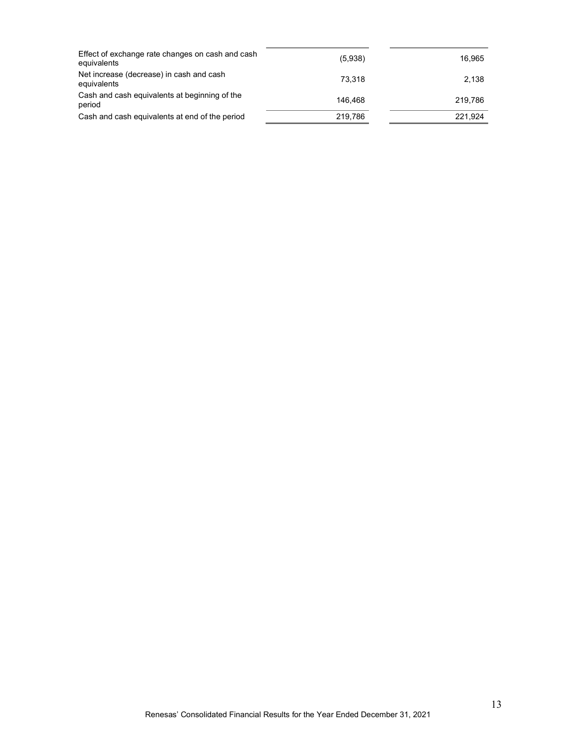| | | |
|---|---|---|
| Effect of exchange rate changes on cash and cash equivalents | (5,938) | 16,965 |
| Net increase (decrease) in cash and cash equivalents | 73,318 | 2,138 |
| Cash and cash equivalents at beginning of the period | 146,468 | 219,786 |
| Cash and cash equivalents at end of the period | 219,786 | 221,924 |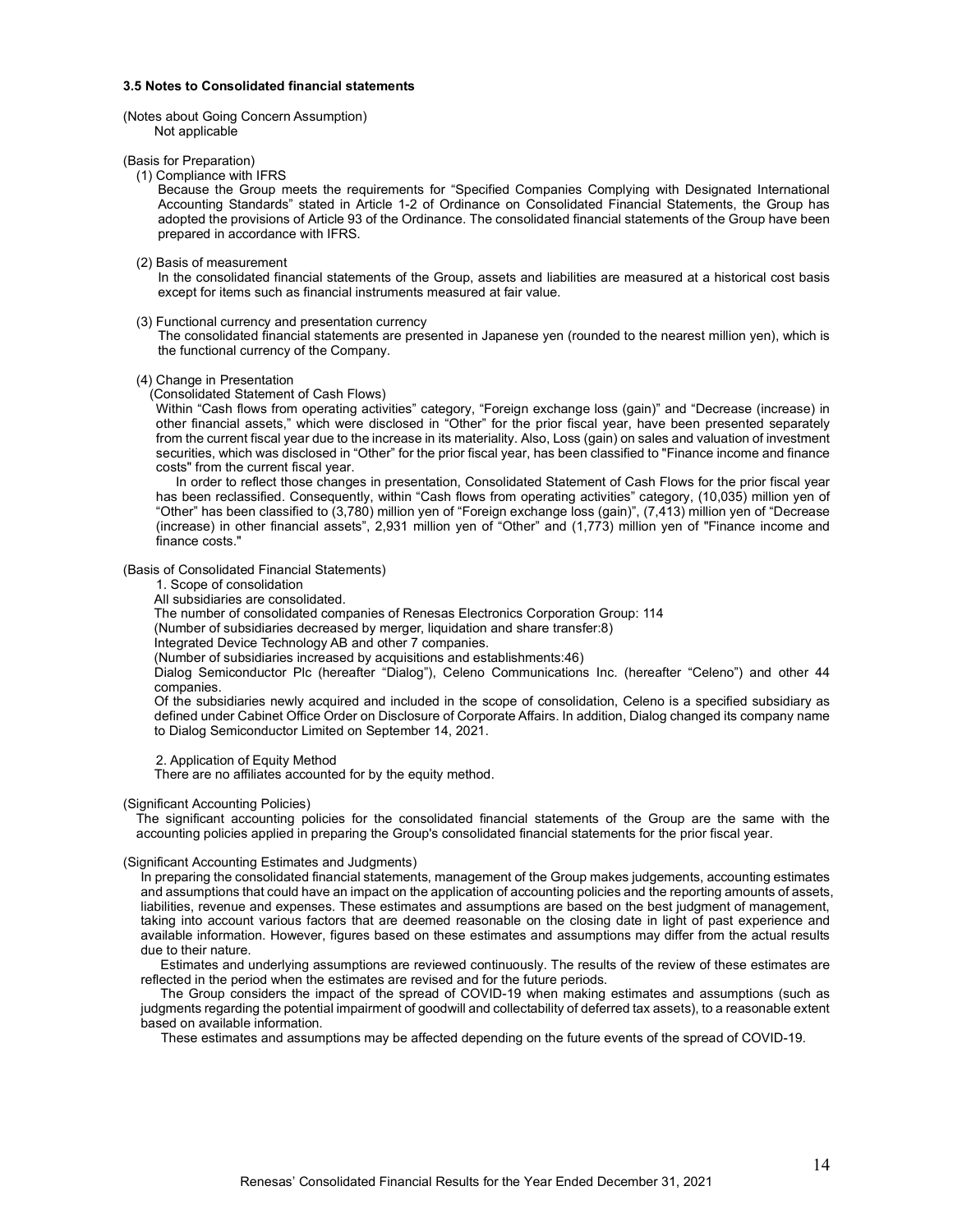### 3.5 Notes to Consolidated financial statements

(Notes about Going Concern Assumption)

Not applicable

(Basis for Preparation)

(1) Compliance with IFRS

Because the Group meets the requirements for "Specified Companies Complying with Designated International Accounting Standards" stated in Article 1-2 of Ordinance on Consolidated Financial Statements, the Group has adopted the provisions of Article 93 of the Ordinance. The consolidated financial statements of the Group have been prepared in accordance with IFRS.

(2) Basis of measurement

In the consolidated financial statements of the Group, assets and liabilities are measured at a historical cost basis except for items such as financial instruments measured at fair value.

(3) Functional currency and presentation currency

The consolidated financial statements are presented in Japanese yen (rounded to the nearest million yen), which is the functional currency of the Company.

(4) Change in Presentation

(Consolidated Statement of Cash Flows)

Within "Cash flows from operating activities" category, "Foreign exchange loss (gain)" and "Decrease (increase) in other financial assets," which were disclosed in "Other" for the prior fiscal year, have been presented separately from the current fiscal year due to the increase in its materiality. Also, Loss (gain) on sales and valuation of investment securities, which was disclosed in "Other" for the prior fiscal year, has been classified to "Finance income and finance costs" from the current fiscal year.

In order to reflect those changes in presentation, Consolidated Statement of Cash Flows for the prior fiscal year has been reclassified. Consequently, within "Cash flows from operating activities" category, (10,035) million yen of "Other" has been classified to (3,780) million yen of "Foreign exchange loss (gain)", (7,413) million yen of "Decrease (increase) in other financial assets", 2,931 million yen of "Other" and (1,773) million yen of "Finance income and finance costs."

(Basis of Consolidated Financial Statements)

1. Scope of consolidation

All subsidiaries are consolidated.

The number of consolidated companies of Renesas Electronics Corporation Group: 114

(Number of subsidiaries decreased by merger, liquidation and share transfer:8)

Integrated Device Technology AB and other 7 companies.

(Number of subsidiaries increased by acquisitions and establishments:46)

Dialog Semiconductor Plc (hereafter "Dialog"), Celeno Communications Inc. (hereafter "Celeno") and other 44 companies.

Of the subsidiaries newly acquired and included in the scope of consolidation, Celeno is a specified subsidiary as defined under Cabinet Office Order on Disclosure of Corporate Affairs. In addition, Dialog changed its company name to Dialog Semiconductor Limited on September 14, 2021.

2. Application of Equity Method

There are no affiliates accounted for by the equity method.

(Significant Accounting Policies)

The significant accounting policies for the consolidated financial statements of the Group are the same with the accounting policies applied in preparing the Group's consolidated financial statements for the prior fiscal year.

(Significant Accounting Estimates and Judgments)

In preparing the consolidated financial statements, management of the Group makes judgements, accounting estimates and assumptions that could have an impact on the application of accounting policies and the reporting amounts of assets, liabilities, revenue and expenses. These estimates and assumptions are based on the best judgment of management, taking into account various factors that are deemed reasonable on the closing date in light of past experience and available information. However, figures based on these estimates and assumptions may differ from the actual results due to their nature.

Estimates and underlying assumptions are reviewed continuously. The results of the review of these estimates are reflected in the period when the estimates are revised and for the future periods.

The Group considers the impact of the spread of COVID-19 when making estimates and assumptions (such as judgments regarding the potential impairment of goodwill and collectability of deferred tax assets), to a reasonable extent based on available information.

These estimates and assumptions may be affected depending on the future events of the spread of COVID-19.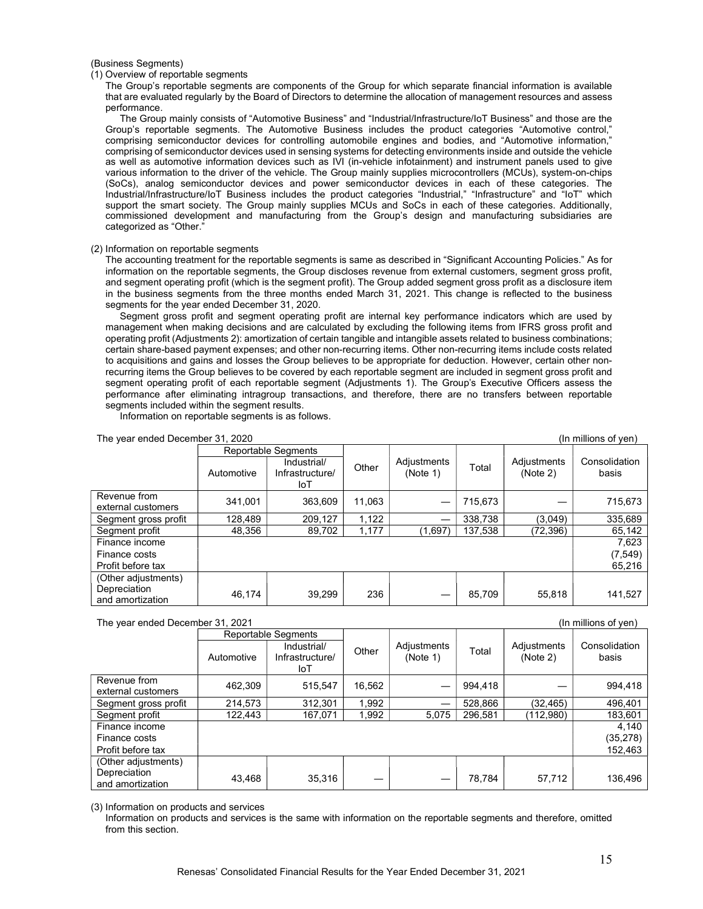(Business Segments)

(1) Overview of reportable segments

The Group's reportable segments are components of the Group for which separate financial information is available that are evaluated regularly by the Board of Directors to determine the allocation of management resources and assess performance.

The Group mainly consists of "Automotive Business" and "Industrial/Infrastructure/IoT Business" and those are the Group's reportable segments. The Automotive Business includes the product categories "Automotive control," comprising semiconductor devices for controlling automobile engines and bodies, and "Automotive information," comprising of semiconductor devices used in sensing systems for detecting environments inside and outside the vehicle as well as automotive information devices such as IVI (in-vehicle infotainment) and instrument panels used to give various information to the driver of the vehicle. The Group mainly supplies microcontrollers (MCUs), system-on-chips (SoCs), analog semiconductor devices and power semiconductor devices in each of these categories. The Industrial/Infrastructure/IoT Business includes the product categories "Industrial," "Infrastructure" and "IoT" which support the smart society. The Group mainly supplies MCUs and SoCs in each of these categories. Additionally, commissioned development and manufacturing from the Group's design and manufacturing subsidiaries are categorized as "Other."

(2) Information on reportable segments

The accounting treatment for the reportable segments is same as described in "Significant Accounting Policies." As for information on the reportable segments, the Group discloses revenue from external customers, segment gross profit, and segment operating profit (which is the segment profit). The Group added segment gross profit as a disclosure item in the business segments from the three months ended March 31, 2021. This change is reflected to the business segments for the year ended December 31, 2020.

Segment gross profit and segment operating profit are internal key performance indicators which are used by management when making decisions and are calculated by excluding the following items from IFRS gross profit and operating profit (Adjustments 2): amortization of certain tangible and intangible assets related to business combinations; certain share-based payment expenses; and other non-recurring items. Other non-recurring items include costs related to acquisitions and gains and losses the Group believes to be appropriate for deduction. However, certain other non-recurring items the Group believes to be covered by each reportable segment are included in segment gross profit and segment operating profit of each reportable segment (Adjustments 1). The Group's Executive Officers assess the performance after eliminating intragroup transactions, and therefore, there are no transfers between reportable segments included within the segment results.

Information on reportable segments is as follows.

The year ended December 31, 2020 (In millions of yen)

| | Reportable Segments | | Other | Adjustments (Note 1) | Total | Adjustments (Note 2) | Consolidation basis |
|---|---|---|---|---|---|---|---|
| | Automotive | Industrial/ Infrastructure/ IoT | | | | | |
| Revenue from external customers | 341,001 | 363,609 | 11,063 | — | 715,673 | — | 715,673 |
| Segment gross profit | 128,489 | 209,127 | 1,122 | — | 338,738 | (3,049) | 335,689 |
| Segment profit | 48,356 | 89,702 | 1,177 | (1,697) | 137,538 | (72,396) | 65,142 |
| Finance income | | | | | | | 7,623 |
| Finance costs | | | | | | | (7,549) |
| Profit before tax | | | | | | | 65,216 |
| (Other adjustments) Depreciation and amortization | 46,174 | 39,299 | 236 | — | 85,709 | 55,818 | 141,527 |

The year ended December 31, 2021 (In millions of yen)

| | Reportable Segments | | Other | Adjustments (Note 1) | Total | Adjustments (Note 2) | Consolidation basis |
|---|---|---|---|---|---|---|---|
| | Automotive | Industrial/ Infrastructure/ IoT | | | | | |
| Revenue from external customers | 462,309 | 515,547 | 16,562 | — | 994,418 | — | 994,418 |
| Segment gross profit | 214,573 | 312,301 | 1,992 | — | 528,866 | (32,465) | 496,401 |
| Segment profit | 122,443 | 167,071 | 1,992 | 5,075 | 296,581 | (112,980) | 183,601 |
| Finance income | | | | | | | 4,140 |
| Finance costs | | | | | | | (35,278) |
| Profit before tax | | | | | | | 152,463 |
| (Other adjustments) Depreciation and amortization | 43,468 | 35,316 | — | — | 78,784 | 57,712 | 136,496 |

(3) Information on products and services

Information on products and services is the same with information on the reportable segments and therefore, omitted from this section.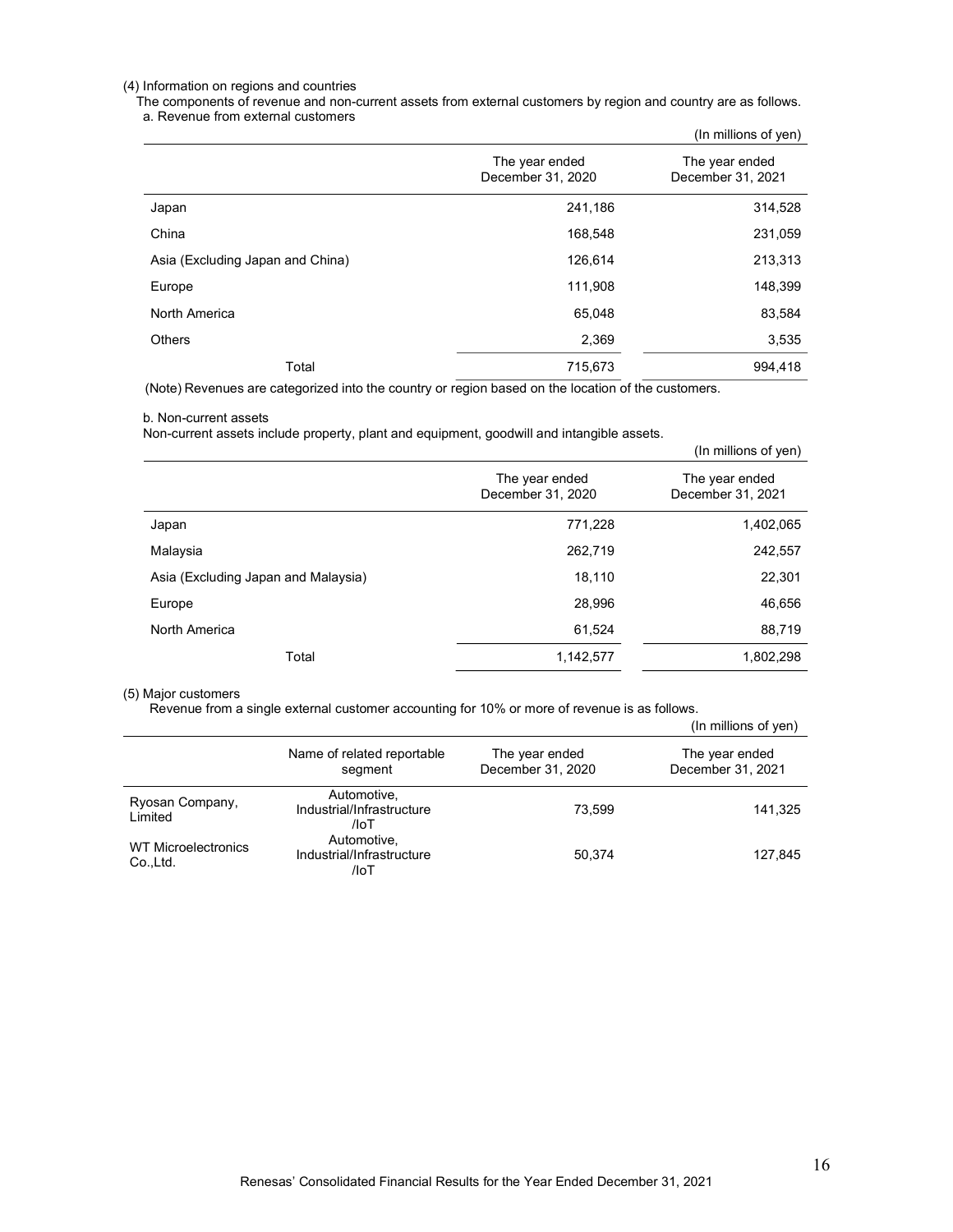(4) Information on regions and countries

The components of revenue and non-current assets from external customers by region and country are as follows.

a. Revenue from external customers

(In millions of yen)

| | The year ended December 31, 2020 | The year ended December 31, 2021 |
|---|---|---|
| Japan | 241,186 | 314,528 |
| China | 168,548 | 231,059 |
| Asia (Excluding Japan and China) | 126,614 | 213,313 |
| Europe | 111,908 | 148,399 |
| North America | 65,048 | 83,584 |
| Others | 2,369 | 3,535 |
| Total | 715,673 | 994,418 |

(Note) Revenues are categorized into the country or region based on the location of the customers.

b. Non-current assets

Non-current assets include property, plant and equipment, goodwill and intangible assets.

(In millions of yen)

| | The year ended December 31, 2020 | The year ended December 31, 2021 |
|---|---|---|
| Japan | 771,228 | 1,402,065 |
| Malaysia | 262,719 | 242,557 |
| Asia (Excluding Japan and Malaysia) | 18,110 | 22,301 |
| Europe | 28,996 | 46,656 |
| North America | 61,524 | 88,719 |
| Total | 1,142,577 | 1,802,298 |

(5) Major customers

Revenue from a single external customer accounting for 10% or more of revenue is as follows.

(In millions of yen)

| | Name of related reportable segment | The year ended December 31, 2020 | The year ended December 31, 2021 |
|---|---|---|---|
| Ryosan Company, Limited | Automotive, Industrial/Infrastructure /IoT | 73,599 | 141,325 |
| WT Microelectronics Co.,Ltd. | Automotive, Industrial/Infrastructure /IoT | 50,374 | 127,845 |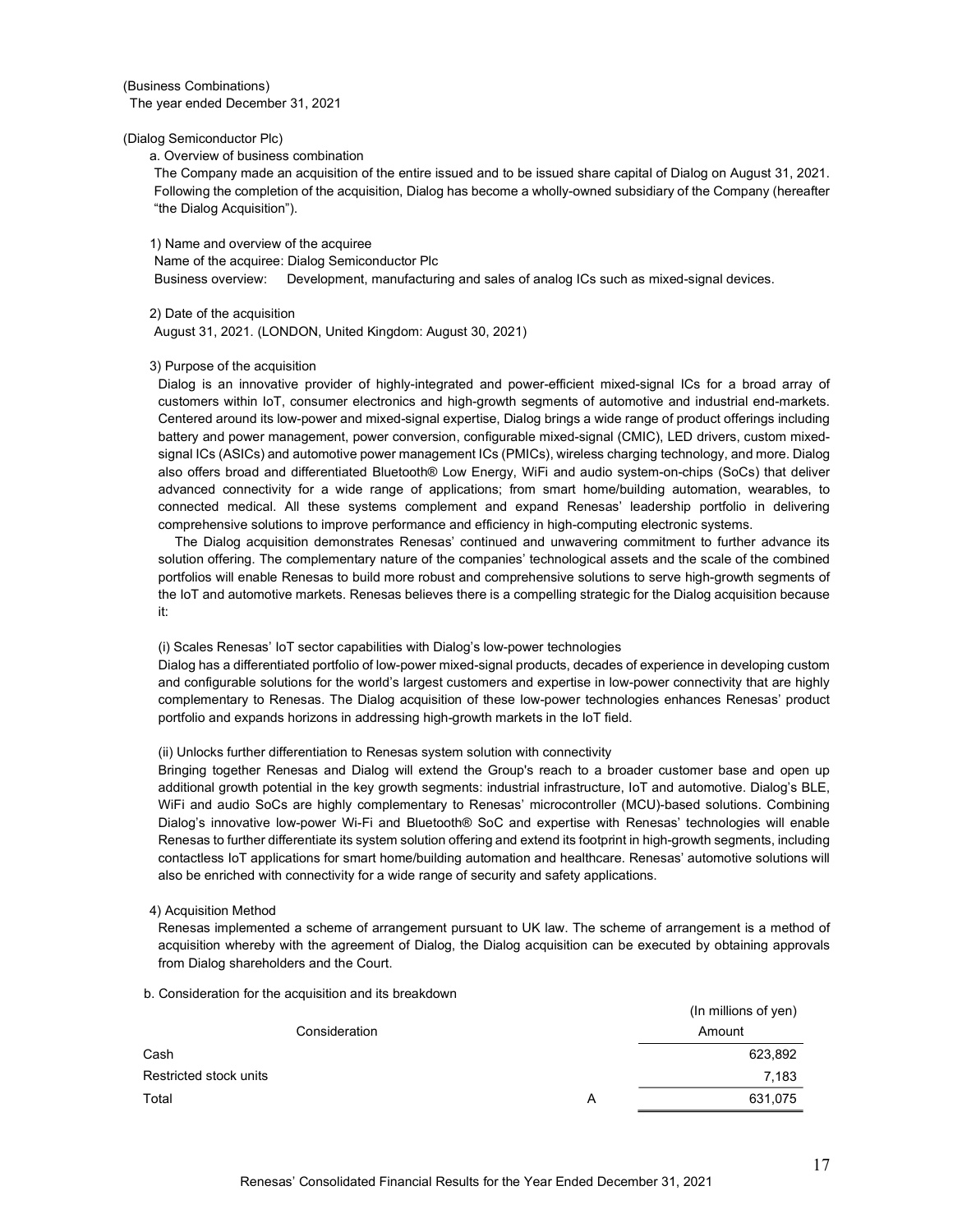(Business Combinations)

The year ended December 31, 2021

(Dialog Semiconductor Plc)

a. Overview of business combination

The Company made an acquisition of the entire issued and to be issued share capital of Dialog on August 31, 2021. Following the completion of the acquisition, Dialog has become a wholly-owned subsidiary of the Company (hereafter "the Dialog Acquisition").

1) Name and overview of the acquiree

Name of the acquiree: Dialog Semiconductor Plc

Business overview: Development, manufacturing and sales of analog ICs such as mixed-signal devices.

2) Date of the acquisition

August 31, 2021. (LONDON, United Kingdom: August 30, 2021)

3) Purpose of the acquisition

Dialog is an innovative provider of highly-integrated and power-efficient mixed-signal ICs for a broad array of customers within IoT, consumer electronics and high-growth segments of automotive and industrial end-markets. Centered around its low-power and mixed-signal expertise, Dialog brings a wide range of product offerings including battery and power management, power conversion, configurable mixed-signal (CMIC), LED drivers, custom mixed-signal ICs (ASICs) and automotive power management ICs (PMICs), wireless charging technology, and more. Dialog also offers broad and differentiated Bluetooth® Low Energy, WiFi and audio system-on-chips (SoCs) that deliver advanced connectivity for a wide range of applications; from smart home/building automation, wearables, to connected medical. All these systems complement and expand Renesas' leadership portfolio in delivering comprehensive solutions to improve performance and efficiency in high-computing electronic systems.

The Dialog acquisition demonstrates Renesas' continued and unwavering commitment to further advance its solution offering. The complementary nature of the companies' technological assets and the scale of the combined portfolios will enable Renesas to build more robust and comprehensive solutions to serve high-growth segments of the IoT and automotive markets. Renesas believes there is a compelling strategic for the Dialog acquisition because it:

(i) Scales Renesas' IoT sector capabilities with Dialog's low-power technologies

Dialog has a differentiated portfolio of low-power mixed-signal products, decades of experience in developing custom and configurable solutions for the world's largest customers and expertise in low-power connectivity that are highly complementary to Renesas. The Dialog acquisition of these low-power technologies enhances Renesas' product portfolio and expands horizons in addressing high-growth markets in the IoT field.

(ii) Unlocks further differentiation to Renesas system solution with connectivity

Bringing together Renesas and Dialog will extend the Group's reach to a broader customer base and open up additional growth potential in the key growth segments: industrial infrastructure, IoT and automotive. Dialog's BLE, WiFi and audio SoCs are highly complementary to Renesas' microcontroller (MCU)-based solutions. Combining Dialog's innovative low-power Wi-Fi and Bluetooth® SoC and expertise with Renesas' technologies will enable Renesas to further differentiate its system solution offering and extend its footprint in high-growth segments, including contactless IoT applications for smart home/building automation and healthcare. Renesas' automotive solutions will also be enriched with connectivity for a wide range of security and safety applications.

4) Acquisition Method

Renesas implemented a scheme of arrangement pursuant to UK law. The scheme of arrangement is a method of acquisition whereby with the agreement of Dialog, the Dialog acquisition can be executed by obtaining approvals from Dialog shareholders and the Court.

b. Consideration for the acquisition and its breakdown

(In millions of yen)

| Consideration | | Amount |
|---|---|---:|
| Cash | | 623,892 |
| Restricted stock units | | 7,183 |
| Total | A | 631,075 |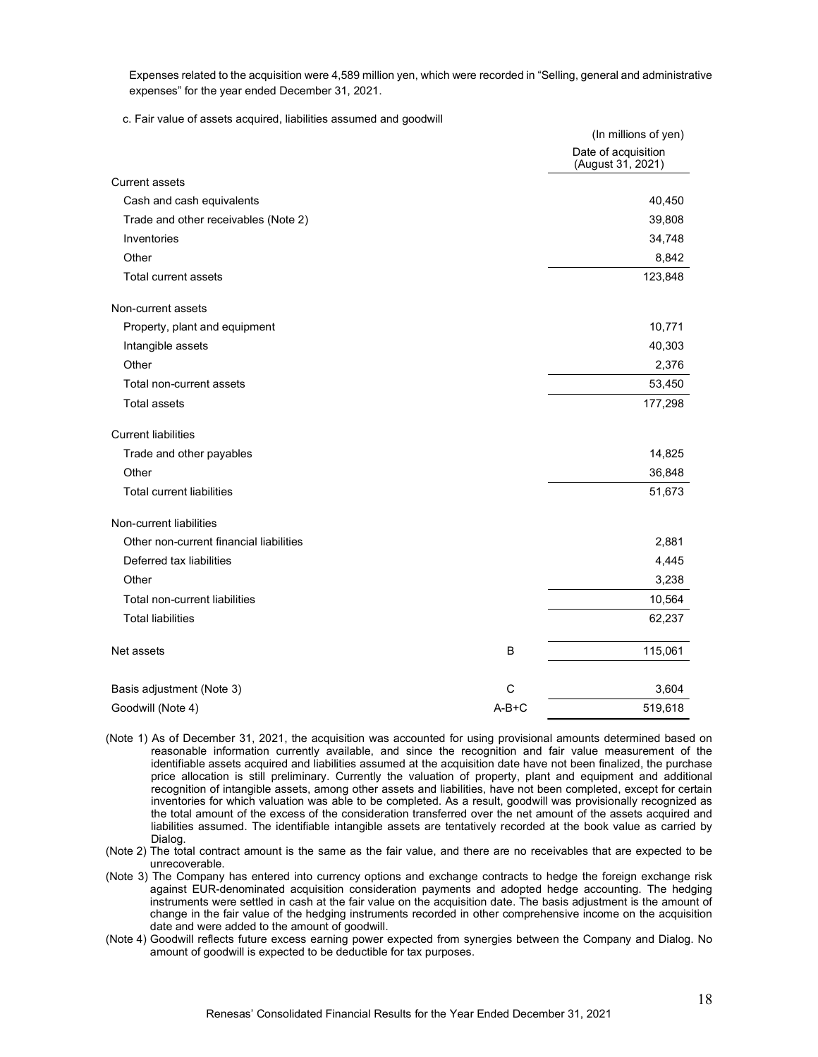Expenses related to the acquisition were 4,589 million yen, which were recorded in "Selling, general and administrative expenses" for the year ended December 31, 2021.

c. Fair value of assets acquired, liabilities assumed and goodwill

(In millions of yen)

| | | Date of acquisition (August 31, 2021) |
|---|---|---|
| Current assets | | |
| Cash and cash equivalents | | 40,450 |
| Trade and other receivables (Note 2) | | 39,808 |
| Inventories | | 34,748 |
| Other | | 8,842 |
| Total current assets | | 123,848 |
| Non-current assets | | |
| Property, plant and equipment | | 10,771 |
| Intangible assets | | 40,303 |
| Other | | 2,376 |
| Total non-current assets | | 53,450 |
| Total assets | | 177,298 |
| Current liabilities | | |
| Trade and other payables | | 14,825 |
| Other | | 36,848 |
| Total current liabilities | | 51,673 |
| Non-current liabilities | | |
| Other non-current financial liabilities | | 2,881 |
| Deferred tax liabilities | | 4,445 |
| Other | | 3,238 |
| Total non-current liabilities | | 10,564 |
| Total liabilities | | 62,237 |
| Net assets | B | 115,061 |
| Basis adjustment (Note 3) | C | 3,604 |
| Goodwill (Note 4) | A-B+C | 519,618 |

(Note 1) As of December 31, 2021, the acquisition was accounted for using provisional amounts determined based on reasonable information currently available, and since the recognition and fair value measurement of the identifiable assets acquired and liabilities assumed at the acquisition date have not been finalized, the purchase price allocation is still preliminary. Currently the valuation of property, plant and equipment and additional recognition of intangible assets, among other assets and liabilities, have not been completed, except for certain inventories for which valuation was able to be completed. As a result, goodwill was provisionally recognized as the total amount of the excess of the consideration transferred over the net amount of the assets acquired and liabilities assumed. The identifiable intangible assets are tentatively recorded at the book value as carried by Dialog.

(Note 2) The total contract amount is the same as the fair value, and there are no receivables that are expected to be unrecoverable.

(Note 3) The Company has entered into currency options and exchange contracts to hedge the foreign exchange risk against EUR-denominated acquisition consideration payments and adopted hedge accounting. The hedging instruments were settled in cash at the fair value on the acquisition date. The basis adjustment is the amount of change in the fair value of the hedging instruments recorded in other comprehensive income on the acquisition date and were added to the amount of goodwill.

(Note 4) Goodwill reflects future excess earning power expected from synergies between the Company and Dialog. No amount of goodwill is expected to be deductible for tax purposes.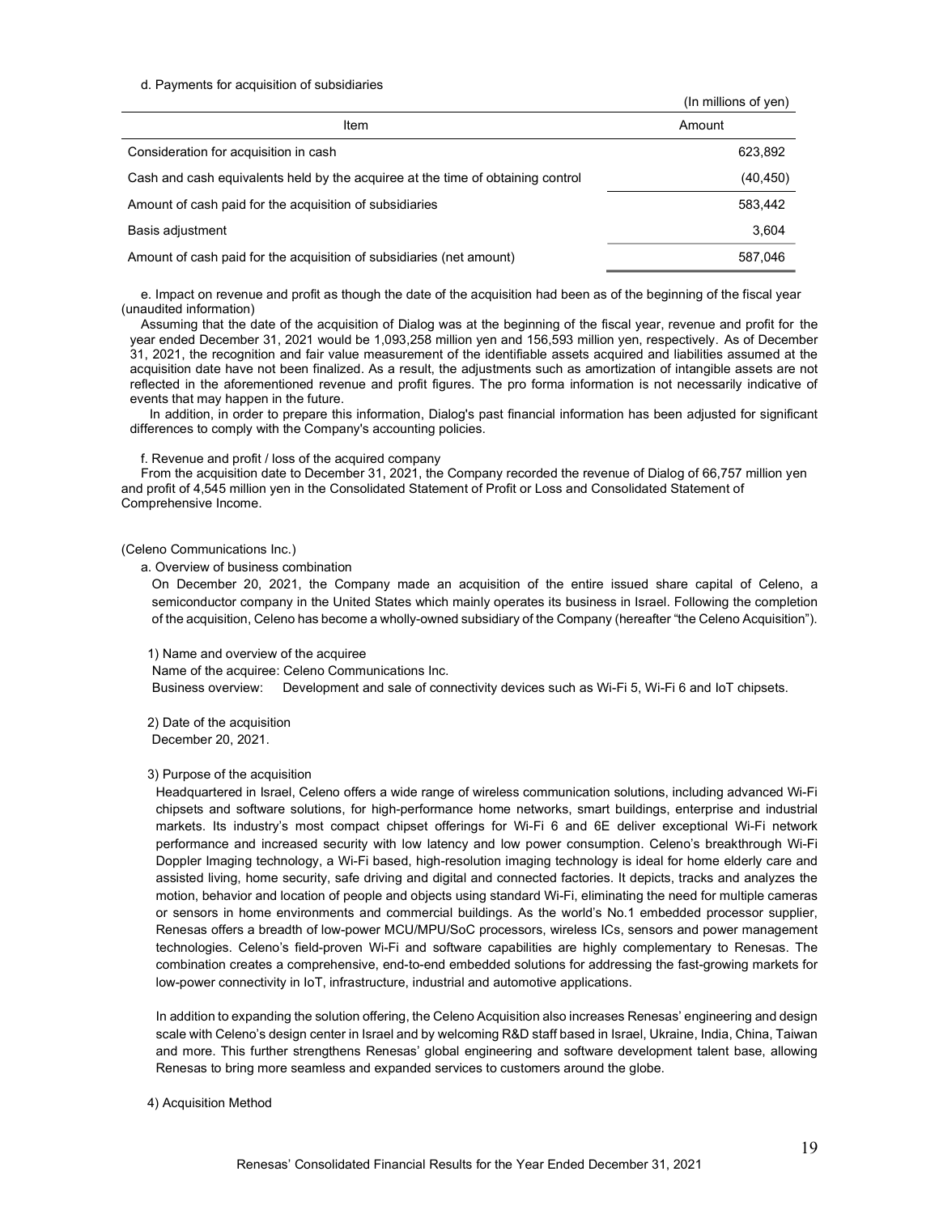d. Payments for acquisition of subsidiaries

(In millions of yen)

| Item | Amount |
| --- | --- |
| Consideration for acquisition in cash | 623,892 |
| Cash and cash equivalents held by the acquiree at the time of obtaining control | (40,450) |
| Amount of cash paid for the acquisition of subsidiaries | 583,442 |
| Basis adjustment | 3,604 |
| Amount of cash paid for the acquisition of subsidiaries (net amount) | 587,046 |

e. Impact on revenue and profit as though the date of the acquisition had been as of the beginning of the fiscal year (unaudited information)

Assuming that the date of the acquisition of Dialog was at the beginning of the fiscal year, revenue and profit for the year ended December 31, 2021 would be 1,093,258 million yen and 156,593 million yen, respectively. As of December 31, 2021, the recognition and fair value measurement of the identifiable assets acquired and liabilities assumed at the acquisition date have not been finalized. As a result, the adjustments such as amortization of intangible assets are not reflected in the aforementioned revenue and profit figures. The pro forma information is not necessarily indicative of events that may happen in the future.

In addition, in order to prepare this information, Dialog's past financial information has been adjusted for significant differences to comply with the Company's accounting policies.

f. Revenue and profit / loss of the acquired company

From the acquisition date to December 31, 2021, the Company recorded the revenue of Dialog of 66,757 million yen and profit of 4,545 million yen in the Consolidated Statement of Profit or Loss and Consolidated Statement of Comprehensive Income.

(Celeno Communications Inc.)

a. Overview of business combination

On December 20, 2021, the Company made an acquisition of the entire issued share capital of Celeno, a semiconductor company in the United States which mainly operates its business in Israel. Following the completion of the acquisition, Celeno has become a wholly-owned subsidiary of the Company (hereafter "the Celeno Acquisition").

1) Name and overview of the acquiree

Name of the acquiree: Celeno Communications Inc.

Business overview: Development and sale of connectivity devices such as Wi-Fi 5, Wi-Fi 6 and IoT chipsets.

2) Date of the acquisition

December 20, 2021.

3) Purpose of the acquisition

Headquartered in Israel, Celeno offers a wide range of wireless communication solutions, including advanced Wi-Fi chipsets and software solutions, for high-performance home networks, smart buildings, enterprise and industrial markets. Its industry's most compact chipset offerings for Wi-Fi 6 and 6E deliver exceptional Wi-Fi network performance and increased security with low latency and low power consumption. Celeno's breakthrough Wi-Fi Doppler Imaging technology, a Wi-Fi based, high-resolution imaging technology is ideal for home elderly care and assisted living, home security, safe driving and digital and connected factories. It depicts, tracks and analyzes the motion, behavior and location of people and objects using standard Wi-Fi, eliminating the need for multiple cameras or sensors in home environments and commercial buildings. As the world's No.1 embedded processor supplier, Renesas offers a breadth of low-power MCU/MPU/SoC processors, wireless ICs, sensors and power management technologies. Celeno's field-proven Wi-Fi and software capabilities are highly complementary to Renesas. The combination creates a comprehensive, end-to-end embedded solutions for addressing the fast-growing markets for low-power connectivity in IoT, infrastructure, industrial and automotive applications.

In addition to expanding the solution offering, the Celeno Acquisition also increases Renesas' engineering and design scale with Celeno's design center in Israel and by welcoming R&D staff based in Israel, Ukraine, India, China, Taiwan and more. This further strengthens Renesas' global engineering and software development talent base, allowing Renesas to bring more seamless and expanded services to customers around the globe.

4) Acquisition Method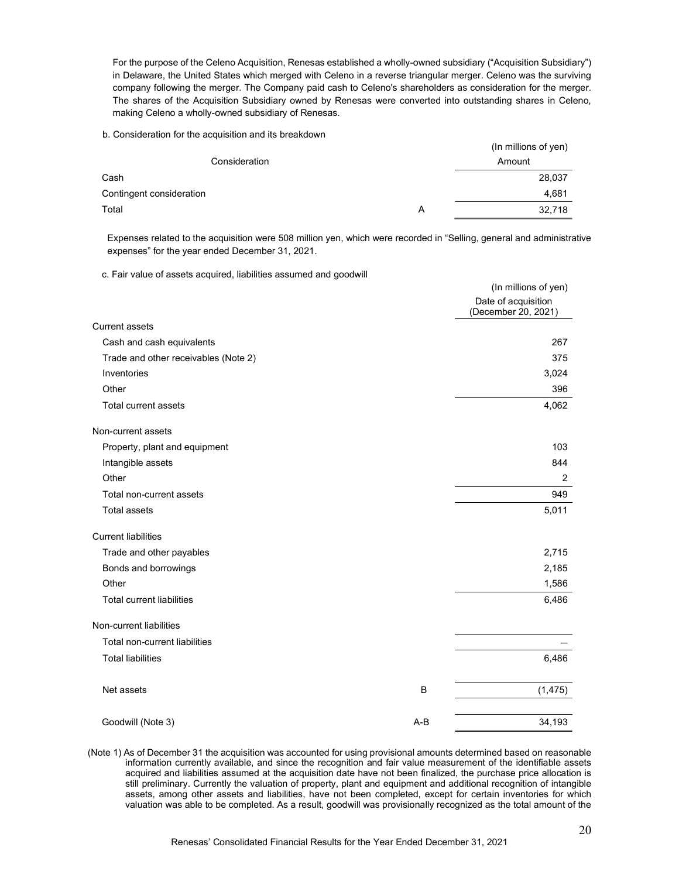For the purpose of the Celeno Acquisition, Renesas established a wholly-owned subsidiary ("Acquisition Subsidiary") in Delaware, the United States which merged with Celeno in a reverse triangular merger. Celeno was the surviving company following the merger. The Company paid cash to Celeno's shareholders as consideration for the merger. The shares of the Acquisition Subsidiary owned by Renesas were converted into outstanding shares in Celeno, making Celeno a wholly-owned subsidiary of Renesas.

b. Consideration for the acquisition and its breakdown

(In millions of yen)

| Consideration | | Amount |
|---|---|---|
| Cash | | 28,037 |
| Contingent consideration | | 4,681 |
| Total | A | 32,718 |

Expenses related to the acquisition were 508 million yen, which were recorded in "Selling, general and administrative expenses" for the year ended December 31, 2021.

c. Fair value of assets acquired, liabilities assumed and goodwill

(In millions of yen)

| | | Date of acquisition (December 20, 2021) |
|---|---|---|
| Current assets | | |
| Cash and cash equivalents | | 267 |
| Trade and other receivables (Note 2) | | 375 |
| Inventories | | 3,024 |
| Other | | 396 |
| Total current assets | | 4,062 |
| Non-current assets | | |
| Property, plant and equipment | | 103 |
| Intangible assets | | 844 |
| Other | | 2 |
| Total non-current assets | | 949 |
| Total assets | | 5,011 |
| Current liabilities | | |
| Trade and other payables | | 2,715 |
| Bonds and borrowings | | 2,185 |
| Other | | 1,586 |
| Total current liabilities | | 6,486 |
| Non-current liabilities | | |
| Total non-current liabilities | | ― |
| Total liabilities | | 6,486 |
| Net assets | B | (1,475) |
| Goodwill (Note 3) | A-B | 34,193 |

(Note 1) As of December 31 the acquisition was accounted for using provisional amounts determined based on reasonable information currently available, and since the recognition and fair value measurement of the identifiable assets acquired and liabilities assumed at the acquisition date have not been finalized, the purchase price allocation is still preliminary. Currently the valuation of property, plant and equipment and additional recognition of intangible assets, among other assets and liabilities, have not been completed, except for certain inventories for which valuation was able to be completed. As a result, goodwill was provisionally recognized as the total amount of the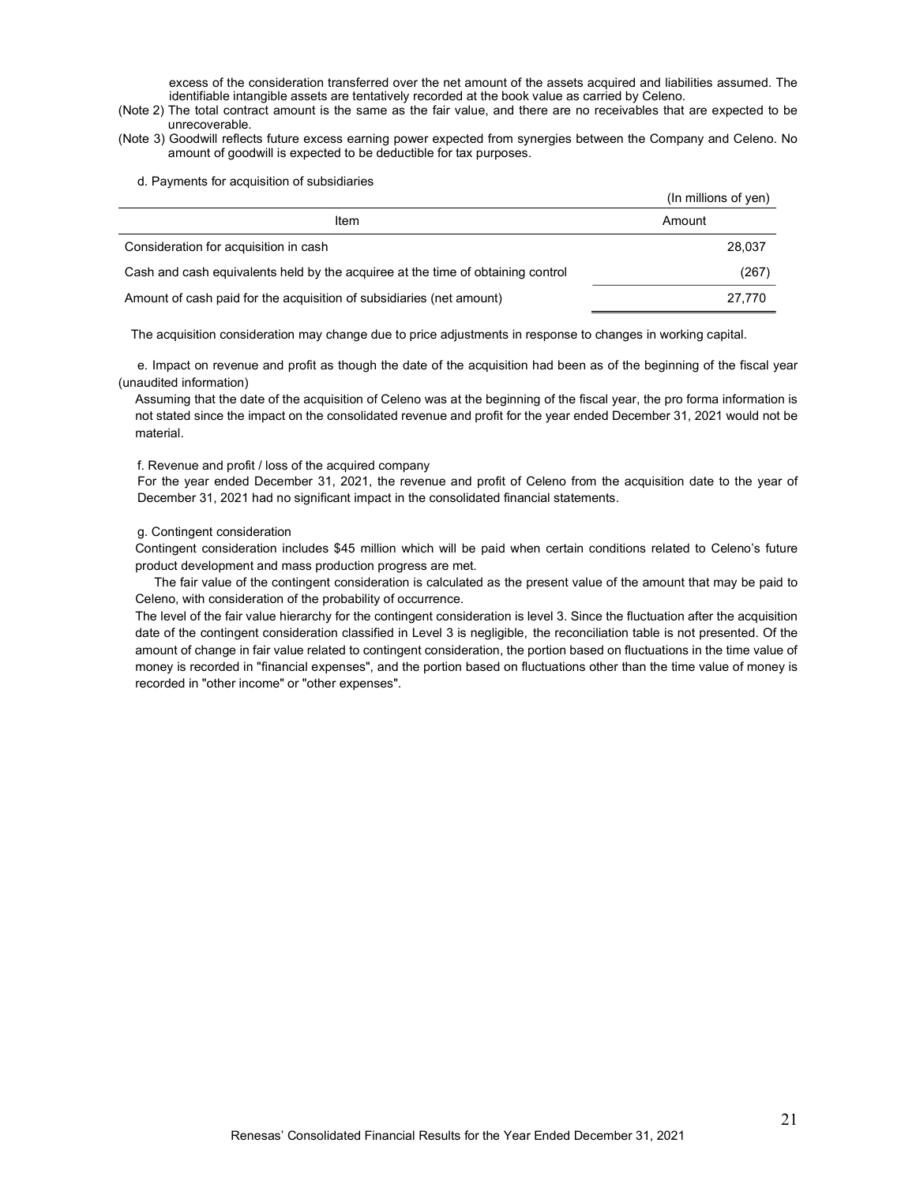excess of the consideration transferred over the net amount of the assets acquired and liabilities assumed. The identifiable intangible assets are tentatively recorded at the book value as carried by Celeno.

(Note 2) The total contract amount is the same as the fair value, and there are no receivables that are expected to be unrecoverable.

(Note 3) Goodwill reflects future excess earning power expected from synergies between the Company and Celeno. No amount of goodwill is expected to be deductible for tax purposes.

d. Payments for acquisition of subsidiaries

(In millions of yen)

| Item | Amount |
|---|---|
| Consideration for acquisition in cash | 28,037 |
| Cash and cash equivalents held by the acquiree at the time of obtaining control | (267) |
| Amount of cash paid for the acquisition of subsidiaries (net amount) | 27,770 |

The acquisition consideration may change due to price adjustments in response to changes in working capital.

e. Impact on revenue and profit as though the date of the acquisition had been as of the beginning of the fiscal year (unaudited information)

Assuming that the date of the acquisition of Celeno was at the beginning of the fiscal year, the pro forma information is not stated since the impact on the consolidated revenue and profit for the year ended December 31, 2021 would not be material.

f. Revenue and profit / loss of the acquired company

For the year ended December 31, 2021, the revenue and profit of Celeno from the acquisition date to the year of December 31, 2021 had no significant impact in the consolidated financial statements.

g. Contingent consideration

Contingent consideration includes $45 million which will be paid when certain conditions related to Celeno's future product development and mass production progress are met.

The fair value of the contingent consideration is calculated as the present value of the amount that may be paid to Celeno, with consideration of the probability of occurrence.

The level of the fair value hierarchy for the contingent consideration is level 3. Since the fluctuation after the acquisition date of the contingent consideration classified in Level 3 is negligible, the reconciliation table is not presented. Of the amount of change in fair value related to contingent consideration, the portion based on fluctuations in the time value of money is recorded in "financial expenses", and the portion based on fluctuations other than the time value of money is recorded in "other income" or "other expenses".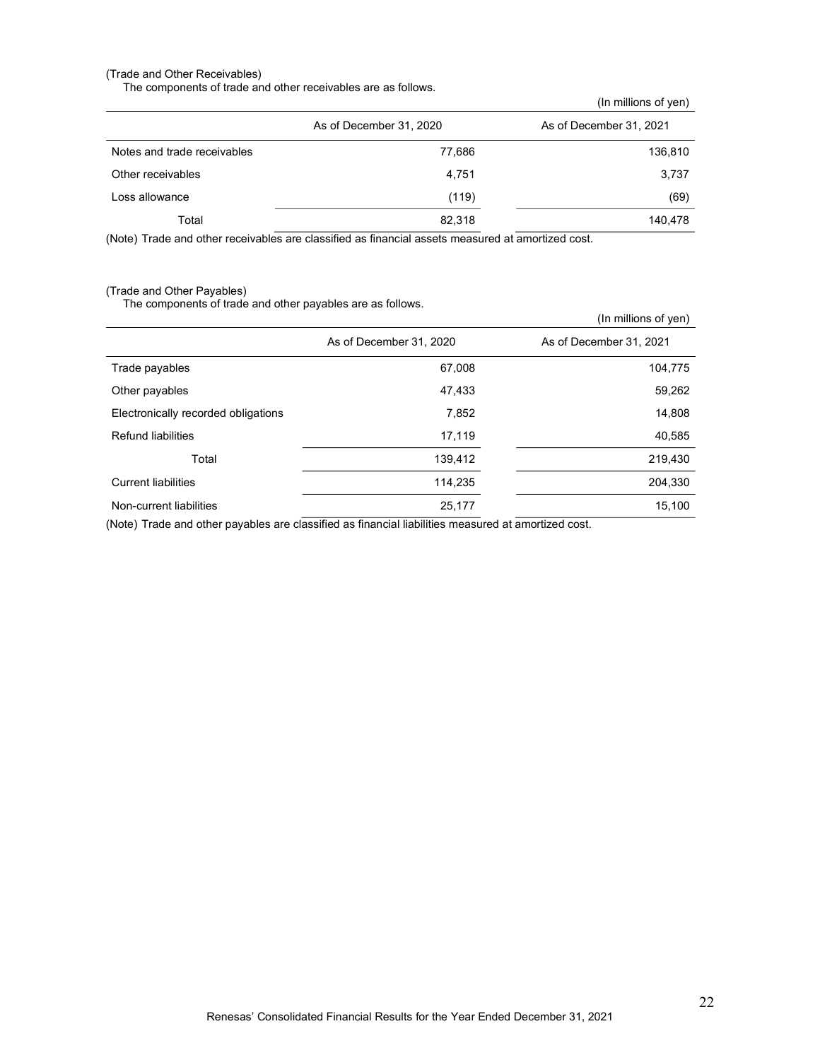(Trade and Other Receivables)

The components of trade and other receivables are as follows.

(In millions of yen)

| | As of December 31, 2020 | As of December 31, 2021 |
|---|---|---|
| Notes and trade receivables | 77,686 | 136,810 |
| Other receivables | 4,751 | 3,737 |
| Loss allowance | (119) | (69) |
| Total | 82,318 | 140,478 |

(Note) Trade and other receivables are classified as financial assets measured at amortized cost.

(Trade and Other Payables)

The components of trade and other payables are as follows.

(In millions of yen)

| | As of December 31, 2020 | As of December 31, 2021 |
|---|---|---|
| Trade payables | 67,008 | 104,775 |
| Other payables | 47,433 | 59,262 |
| Electronically recorded obligations | 7,852 | 14,808 |
| Refund liabilities | 17,119 | 40,585 |
| Total | 139,412 | 219,430 |
| Current liabilities | 114,235 | 204,330 |
| Non-current liabilities | 25,177 | 15,100 |

(Note) Trade and other payables are classified as financial liabilities measured at amortized cost.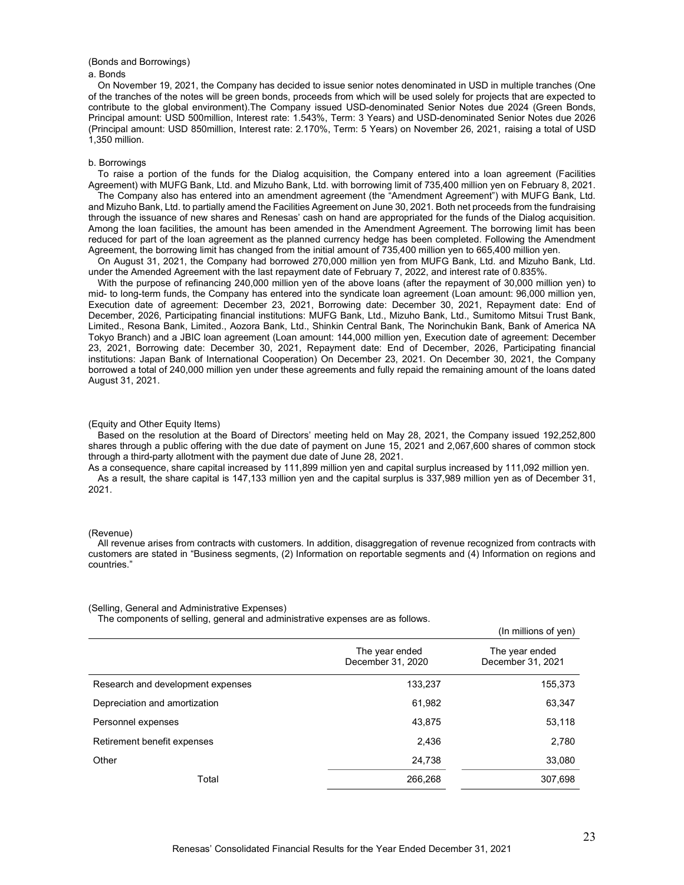(Bonds and Borrowings)

a. Bonds

On November 19, 2021, the Company has decided to issue senior notes denominated in USD in multiple tranches (One of the tranches of the notes will be green bonds, proceeds from which will be used solely for projects that are expected to contribute to the global environment).The Company issued USD-denominated Senior Notes due 2024 (Green Bonds, Principal amount: USD 500million, Interest rate: 1.543%, Term: 3 Years) and USD-denominated Senior Notes due 2026 (Principal amount: USD 850million, Interest rate: 2.170%, Term: 5 Years) on November 26, 2021, raising a total of USD 1,350 million.

b. Borrowings

To raise a portion of the funds for the Dialog acquisition, the Company entered into a loan agreement (Facilities Agreement) with MUFG Bank, Ltd. and Mizuho Bank, Ltd. with borrowing limit of 735,400 million yen on February 8, 2021.

The Company also has entered into an amendment agreement (the "Amendment Agreement") with MUFG Bank, Ltd. and Mizuho Bank, Ltd. to partially amend the Facilities Agreement on June 30, 2021. Both net proceeds from the fundraising through the issuance of new shares and Renesas' cash on hand are appropriated for the funds of the Dialog acquisition. Among the loan facilities, the amount has been amended in the Amendment Agreement. The borrowing limit has been reduced for part of the loan agreement as the planned currency hedge has been completed. Following the Amendment Agreement, the borrowing limit has changed from the initial amount of 735,400 million yen to 665,400 million yen.

On August 31, 2021, the Company had borrowed 270,000 million yen from MUFG Bank, Ltd. and Mizuho Bank, Ltd. under the Amended Agreement with the last repayment date of February 7, 2022, and interest rate of 0.835%.

With the purpose of refinancing 240,000 million yen of the above loans (after the repayment of 30,000 million yen) to mid- to long-term funds, the Company has entered into the syndicate loan agreement (Loan amount: 96,000 million yen, Execution date of agreement: December 23, 2021, Borrowing date: December 30, 2021, Repayment date: End of December, 2026, Participating financial institutions: MUFG Bank, Ltd., Mizuho Bank, Ltd., Sumitomo Mitsui Trust Bank, Limited., Resona Bank, Limited., Aozora Bank, Ltd., Shinkin Central Bank, The Norinchukin Bank, Bank of America NA Tokyo Branch) and a JBIC loan agreement (Loan amount: 144,000 million yen, Execution date of agreement: December 23, 2021, Borrowing date: December 30, 2021, Repayment date: End of December, 2026, Participating financial institutions: Japan Bank of International Cooperation) On December 23, 2021. On December 30, 2021, the Company borrowed a total of 240,000 million yen under these agreements and fully repaid the remaining amount of the loans dated August 31, 2021.

(Equity and Other Equity Items)

Based on the resolution at the Board of Directors' meeting held on May 28, 2021, the Company issued 192,252,800 shares through a public offering with the due date of payment on June 15, 2021 and 2,067,600 shares of common stock through a third-party allotment with the payment due date of June 28, 2021.

As a consequence, share capital increased by 111,899 million yen and capital surplus increased by 111,092 million yen.

As a result, the share capital is 147,133 million yen and the capital surplus is 337,989 million yen as of December 31, 2021.

(Revenue)

All revenue arises from contracts with customers. In addition, disaggregation of revenue recognized from contracts with customers are stated in "Business segments, (2) Information on reportable segments and (4) Information on regions and countries."

(Selling, General and Administrative Expenses)

The components of selling, general and administrative expenses are as follows.

(In millions of yen)

| | The year ended December 31, 2020 | The year ended December 31, 2021 |
|---|---|---|
| Research and development expenses | 133,237 | 155,373 |
| Depreciation and amortization | 61,982 | 63,347 |
| Personnel expenses | 43,875 | 53,118 |
| Retirement benefit expenses | 2,436 | 2,780 |
| Other | 24,738 | 33,080 |
| Total | 266,268 | 307,698 |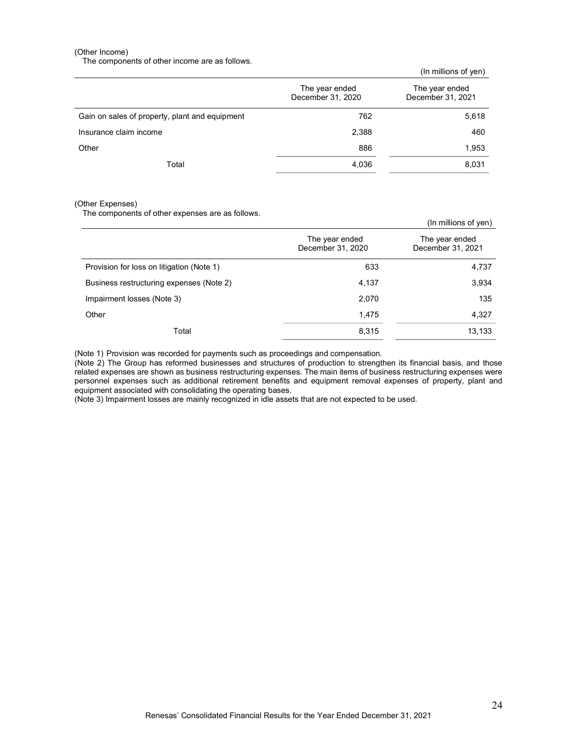(Other Income)

The components of other income are as follows.

(In millions of yen)

| | The year ended December 31, 2020 | The year ended December 31, 2021 |
|---|---|---|
| Gain on sales of property, plant and equipment | 762 | 5,618 |
| Insurance claim income | 2,388 | 460 |
| Other | 886 | 1,953 |
| Total | 4,036 | 8,031 |

(Other Expenses)

The components of other expenses are as follows.

(In millions of yen)

| | The year ended December 31, 2020 | The year ended December 31, 2021 |
|---|---|---|
| Provision for loss on litigation (Note 1) | 633 | 4,737 |
| Business restructuring expenses (Note 2) | 4,137 | 3,934 |
| Impairment losses (Note 3) | 2,070 | 135 |
| Other | 1,475 | 4,327 |
| Total | 8,315 | 13,133 |

(Note 1) Provision was recorded for payments such as proceedings and compensation.

(Note 2) The Group has reformed businesses and structures of production to strengthen its financial basis, and those related expenses are shown as business restructuring expenses. The main items of business restructuring expenses were personnel expenses such as additional retirement benefits and equipment removal expenses of property, plant and equipment associated with consolidating the operating bases.

(Note 3) Impairment losses are mainly recognized in idle assets that are not expected to be used.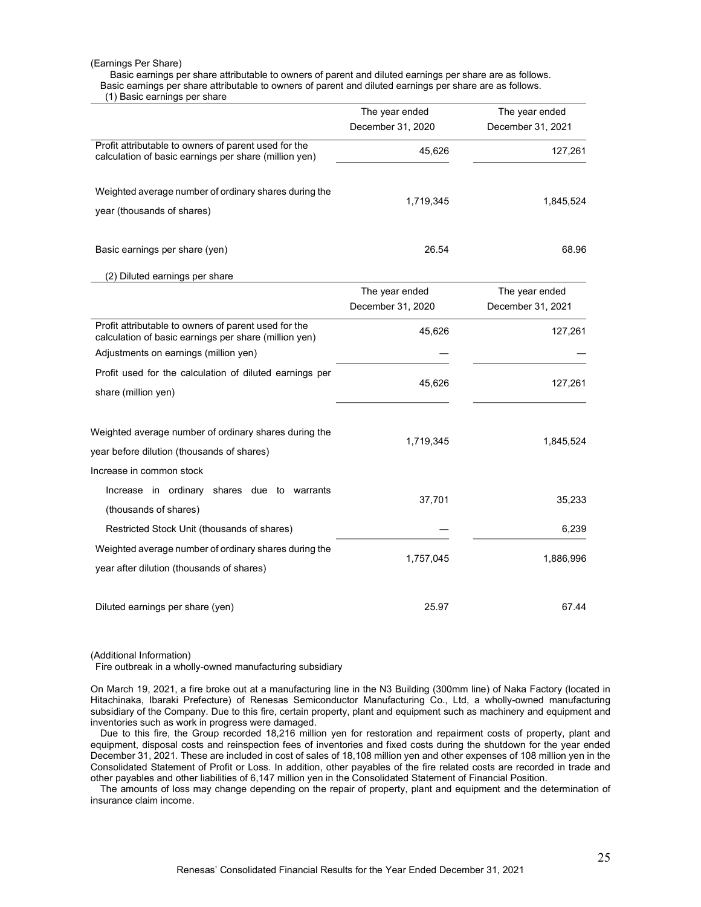(Earnings Per Share)

Basic earnings per share attributable to owners of parent and diluted earnings per share are as follows.
Basic earnings per share attributable to owners of parent and diluted earnings per share are as follows.

(1) Basic earnings per share

| | The year ended December 31, 2020 | The year ended December 31, 2021 |
|---|---|---|
| Profit attributable to owners of parent used for the calculation of basic earnings per share (million yen) | 45,626 | 127,261 |
| Weighted average number of ordinary shares during the year (thousands of shares) | 1,719,345 | 1,845,524 |
| Basic earnings per share (yen) | 26.54 | 68.96 |

(2) Diluted earnings per share

| | The year ended December 31, 2020 | The year ended December 31, 2021 |
|---|---|---|
| Profit attributable to owners of parent used for the calculation of basic earnings per share (million yen) | 45,626 | 127,261 |
| Adjustments on earnings (million yen) | — | — |
| Profit used for the calculation of diluted earnings per share (million yen) | 45,626 | 127,261 |
| Weighted average number of ordinary shares during the year before dilution (thousands of shares) | 1,719,345 | 1,845,524 |
| Increase in common stock | | |
| Increase in ordinary shares due to warrants (thousands of shares) | 37,701 | 35,233 |
| Restricted Stock Unit (thousands of shares) | — | 6,239 |
| Weighted average number of ordinary shares during the year after dilution (thousands of shares) | 1,757,045 | 1,886,996 |
| Diluted earnings per share (yen) | 25.97 | 67.44 |

(Additional Information)

Fire outbreak in a wholly-owned manufacturing subsidiary

On March 19, 2021, a fire broke out at a manufacturing line in the N3 Building (300mm line) of Naka Factory (located in Hitachinaka, Ibaraki Prefecture) of Renesas Semiconductor Manufacturing Co., Ltd, a wholly-owned manufacturing subsidiary of the Company. Due to this fire, certain property, plant and equipment such as machinery and equipment and inventories such as work in progress were damaged.

Due to this fire, the Group recorded 18,216 million yen for restoration and repairment costs of property, plant and equipment, disposal costs and reinspection fees of inventories and fixed costs during the shutdown for the year ended December 31, 2021. These are included in cost of sales of 18,108 million yen and other expenses of 108 million yen in the Consolidated Statement of Profit or Loss. In addition, other payables of the fire related costs are recorded in trade and other payables and other liabilities of 6,147 million yen in the Consolidated Statement of Financial Position.

The amounts of loss may change depending on the repair of property, plant and equipment and the determination of insurance claim income.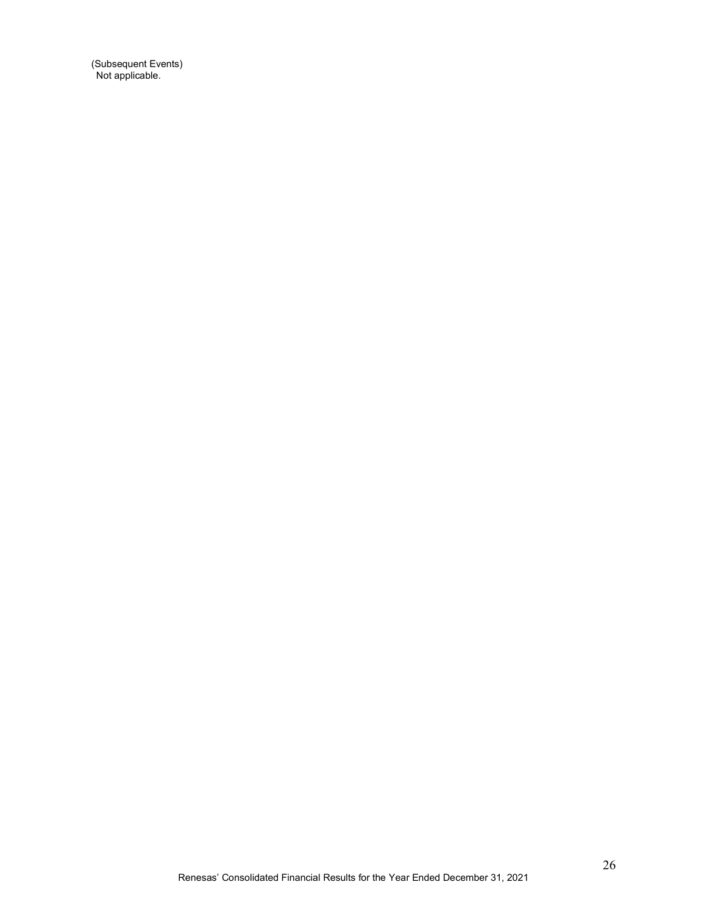(Subsequent Events)
Not applicable.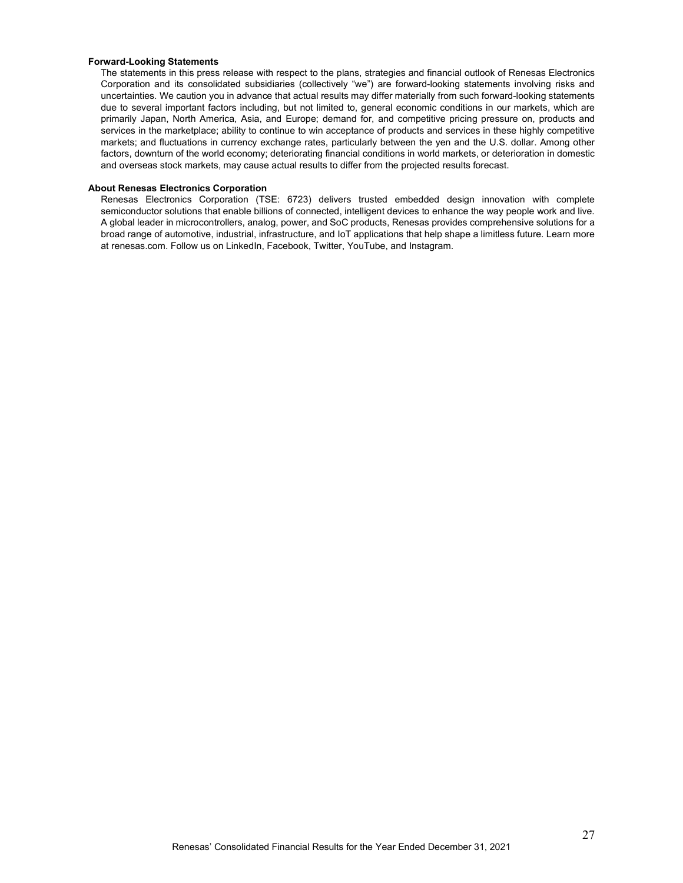**Forward-Looking Statements**

The statements in this press release with respect to the plans, strategies and financial outlook of Renesas Electronics Corporation and its consolidated subsidiaries (collectively "we") are forward-looking statements involving risks and uncertainties. We caution you in advance that actual results may differ materially from such forward-looking statements due to several important factors including, but not limited to, general economic conditions in our markets, which are primarily Japan, North America, Asia, and Europe; demand for, and competitive pricing pressure on, products and services in the marketplace; ability to continue to win acceptance of products and services in these highly competitive markets; and fluctuations in currency exchange rates, particularly between the yen and the U.S. dollar. Among other factors, downturn of the world economy; deteriorating financial conditions in world markets, or deterioration in domestic and overseas stock markets, may cause actual results to differ from the projected results forecast.

**About Renesas Electronics Corporation**

Renesas Electronics Corporation (TSE: 6723) delivers trusted embedded design innovation with complete semiconductor solutions that enable billions of connected, intelligent devices to enhance the way people work and live. A global leader in microcontrollers, analog, power, and SoC products, Renesas provides comprehensive solutions for a broad range of automotive, industrial, infrastructure, and IoT applications that help shape a limitless future. Learn more at renesas.com. Follow us on LinkedIn, Facebook, Twitter, YouTube, and Instagram.